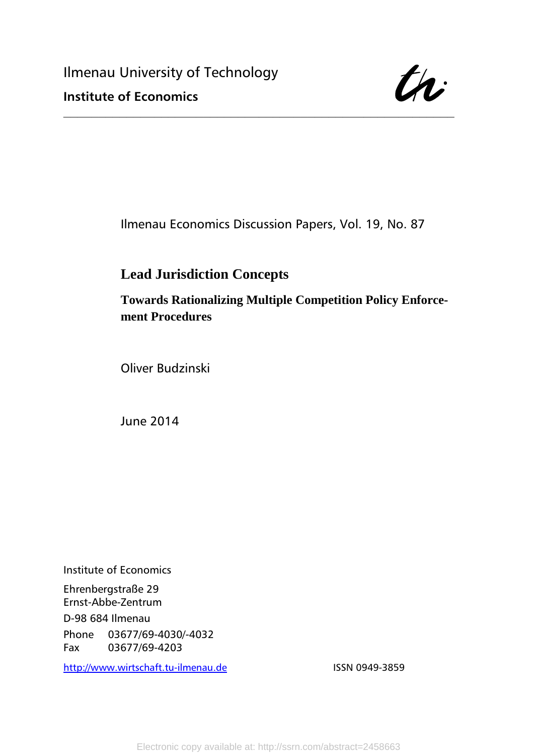Ilmenau University of Technology

**Institute of Economics**

---

Ilmenau Economics Discussion Papers, Vol. 19, No. 87

# Lead Jurisdiction Concepts

## Towards Rationalizing Multiple Competition Policy Enforcement Procedures

Oliver Budzinski

June 2014

Institute of Economics

Ehrenbergstraße 29
Ernst-Abbe-Zentrum

D-98 684 Ilmenau

Phone 03677/69-4030/-4032
Fax 03677/69-4203

http://www.wirtschaft.tu-ilmenau.de

ISSN 0949-3859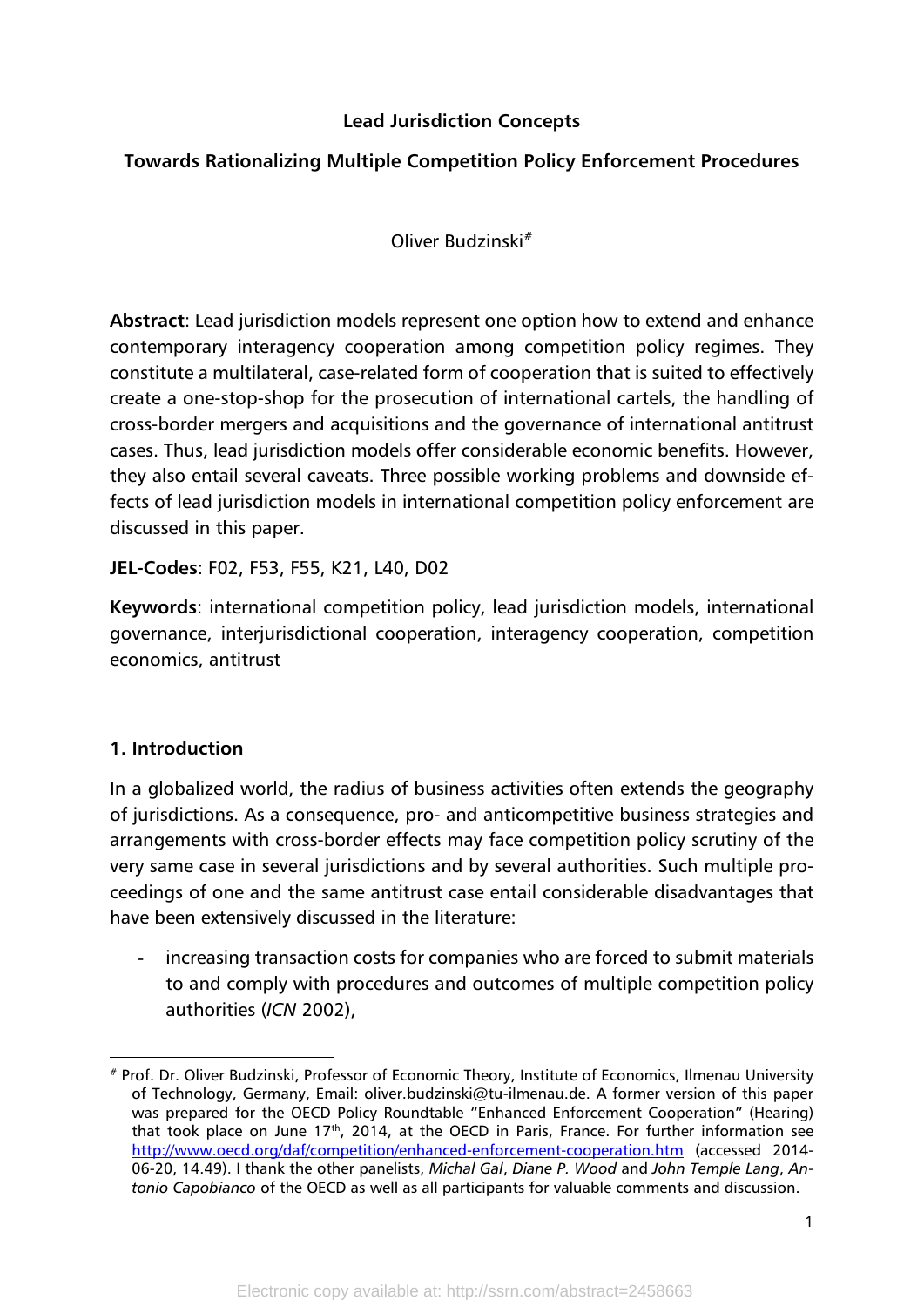**Lead Jurisdiction Concepts**

**Towards Rationalizing Multiple Competition Policy Enforcement Procedures**

Oliver Budzinski[#]

**Abstract**: Lead jurisdiction models represent one option how to extend and enhance contemporary interagency cooperation among competition policy regimes. They constitute a multilateral, case-related form of cooperation that is suited to effectively create a one-stop-shop for the prosecution of international cartels, the handling of cross-border mergers and acquisitions and the governance of international antitrust cases. Thus, lead jurisdiction models offer considerable economic benefits. However, they also entail several caveats. Three possible working problems and downside effects of lead jurisdiction models in international competition policy enforcement are discussed in this paper.

**JEL-Codes**: F02, F53, F55, K21, L40, D02

**Keywords**: international competition policy, lead jurisdiction models, international governance, interjurisdictional cooperation, interagency cooperation, competition economics, antitrust

## 1. Introduction

In a globalized world, the radius of business activities often extends the geography of jurisdictions. As a consequence, pro- and anticompetitive business strategies and arrangements with cross-border effects may face competition policy scrutiny of the very same case in several jurisdictions and by several authorities. Such multiple proceedings of one and the same antitrust case entail considerable disadvantages that have been extensively discussed in the literature:

- increasing transaction costs for companies who are forced to submit materials to and comply with procedures and outcomes of multiple competition policy authorities (*ICN* 2002),

---

[#] Prof. Dr. Oliver Budzinski, Professor of Economic Theory, Institute of Economics, Ilmenau University of Technology, Germany, Email: oliver.budzinski@tu-ilmenau.de. A former version of this paper was prepared for the OECD Policy Roundtable "Enhanced Enforcement Cooperation" (Hearing) that took place on June 17th, 2014, at the OECD in Paris, France. For further information see http://www.oecd.org/daf/competition/enhanced-enforcement-cooperation.htm (accessed 2014-06-20, 14.49). I thank the other panelists, *Michal Gal*, *Diane P. Wood* and *John Temple Lang*, *Antonio Capobianco* of the OECD as well as all participants for valuable comments and discussion.

Electronic copy available at: http://ssrn.com/abstract=2458663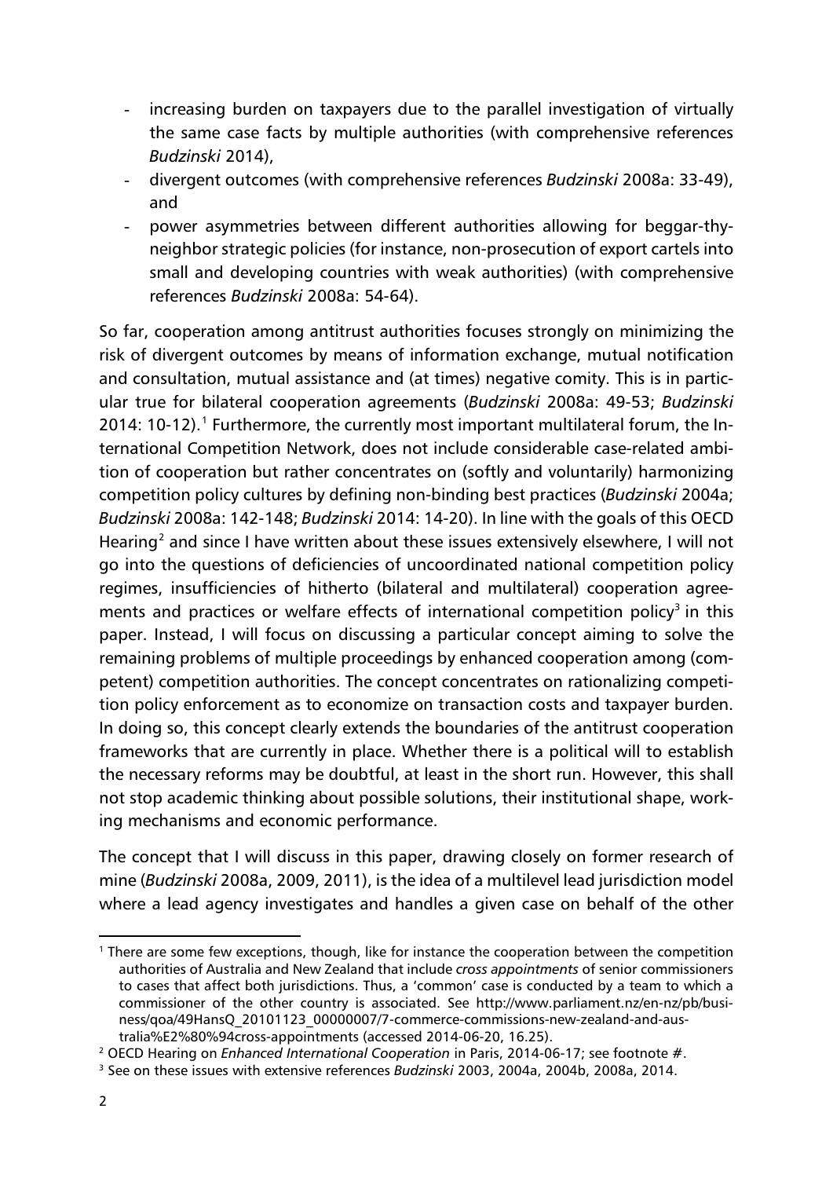- increasing burden on taxpayers due to the parallel investigation of virtually the same case facts by multiple authorities (with comprehensive references *Budzinski* 2014),
- divergent outcomes (with comprehensive references *Budzinski* 2008a: 33-49), and
- power asymmetries between different authorities allowing for beggar-thy-neighbor strategic policies (for instance, non-prosecution of export cartels into small and developing countries with weak authorities) (with comprehensive references *Budzinski* 2008a: 54-64).

So far, cooperation among antitrust authorities focuses strongly on minimizing the risk of divergent outcomes by means of information exchange, mutual notification and consultation, mutual assistance and (at times) negative comity. This is in particular true for bilateral cooperation agreements (*Budzinski* 2008a: 49-53; *Budzinski* 2014: 10-12).[1] Furthermore, the currently most important multilateral forum, the International Competition Network, does not include considerable case-related ambition of cooperation but rather concentrates on (softly and voluntarily) harmonizing competition policy cultures by defining non-binding best practices (*Budzinski* 2004a; *Budzinski* 2008a: 142-148; *Budzinski* 2014: 14-20). In line with the goals of this OECD Hearing[2] and since I have written about these issues extensively elsewhere, I will not go into the questions of deficiencies of uncoordinated national competition policy regimes, insufficiencies of hitherto (bilateral and multilateral) cooperation agreements and practices or welfare effects of international competition policy[3] in this paper. Instead, I will focus on discussing a particular concept aiming to solve the remaining problems of multiple proceedings by enhanced cooperation among (competent) competition authorities. The concept concentrates on rationalizing competition policy enforcement as to economize on transaction costs and taxpayer burden. In doing so, this concept clearly extends the boundaries of the antitrust cooperation frameworks that are currently in place. Whether there is a political will to establish the necessary reforms may be doubtful, at least in the short run. However, this shall not stop academic thinking about possible solutions, their institutional shape, working mechanisms and economic performance.

The concept that I will discuss in this paper, drawing closely on former research of mine (*Budzinski* 2008a, 2009, 2011), is the idea of a multilevel lead jurisdiction model where a lead agency investigates and handles a given case on behalf of the other

[1] There are some few exceptions, though, like for instance the cooperation between the competition authorities of Australia and New Zealand that include *cross appointments* of senior commissioners to cases that affect both jurisdictions. Thus, a 'common' case is conducted by a team to which a commissioner of the other country is associated. See http://www.parliament.nz/en-nz/pb/business/qoa/49HansQ_20101123_00000007/7-commerce-commissions-new-zealand-and-australia%E2%80%94cross-appointments (accessed 2014-06-20, 16.25).

[2] OECD Hearing on *Enhanced International Cooperation* in Paris, 2014-06-17; see footnote #.

[3] See on these issues with extensive references *Budzinski* 2003, 2004a, 2004b, 2008a, 2014.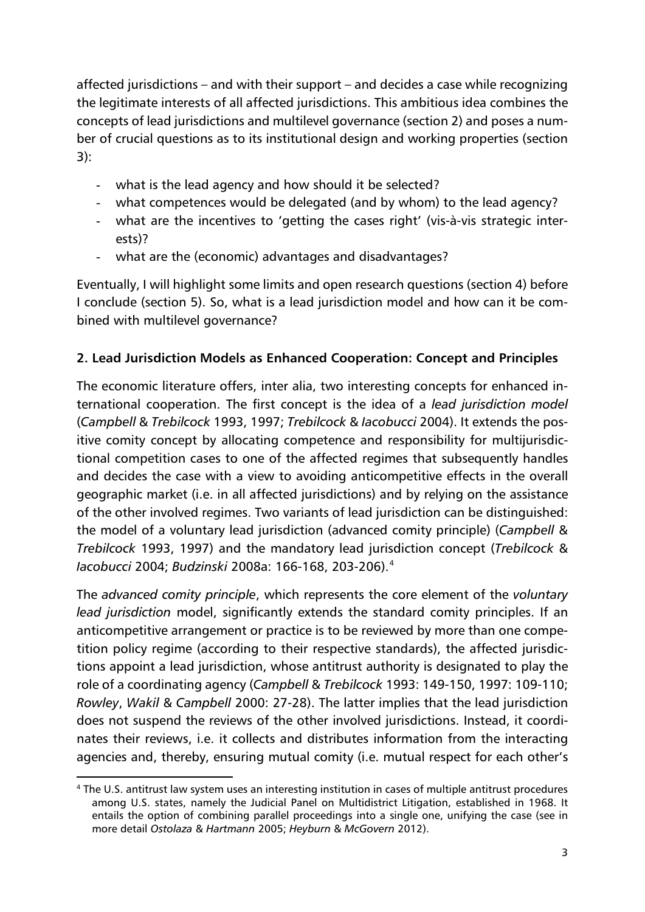affected jurisdictions – and with their support – and decides a case while recognizing the legitimate interests of all affected jurisdictions. This ambitious idea combines the concepts of lead jurisdictions and multilevel governance (section 2) and poses a number of crucial questions as to its institutional design and working properties (section 3):

- what is the lead agency and how should it be selected?
- what competences would be delegated (and by whom) to the lead agency?
- what are the incentives to 'getting the cases right' (vis-à-vis strategic interests)?
- what are the (economic) advantages and disadvantages?

Eventually, I will highlight some limits and open research questions (section 4) before I conclude (section 5). So, what is a lead jurisdiction model and how can it be combined with multilevel governance?

## 2. Lead Jurisdiction Models as Enhanced Cooperation: Concept and Principles

The economic literature offers, inter alia, two interesting concepts for enhanced international cooperation. The first concept is the idea of a *lead jurisdiction model* (*Campbell* & *Trebilcock* 1993, 1997; *Trebilcock* & *Iacobucci* 2004). It extends the positive comity concept by allocating competence and responsibility for multijurisdictional competition cases to one of the affected regimes that subsequently handles and decides the case with a view to avoiding anticompetitive effects in the overall geographic market (i.e. in all affected jurisdictions) and by relying on the assistance of the other involved regimes. Two variants of lead jurisdiction can be distinguished: the model of a voluntary lead jurisdiction (advanced comity principle) (*Campbell* & *Trebilcock* 1993, 1997) and the mandatory lead jurisdiction concept (*Trebilcock* & *Iacobucci* 2004; *Budzinski* 2008a: 166-168, 203-206).[4]

The *advanced comity principle*, which represents the core element of the *voluntary lead jurisdiction* model, significantly extends the standard comity principles. If an anticompetitive arrangement or practice is to be reviewed by more than one competition policy regime (according to their respective standards), the affected jurisdictions appoint a lead jurisdiction, whose antitrust authority is designated to play the role of a coordinating agency (*Campbell* & *Trebilcock* 1993: 149-150, 1997: 109-110; *Rowley*, *Wakil* & *Campbell* 2000: 27-28). The latter implies that the lead jurisdiction does not suspend the reviews of the other involved jurisdictions. Instead, it coordinates their reviews, i.e. it collects and distributes information from the interacting agencies and, thereby, ensuring mutual comity (i.e. mutual respect for each other's

[4] The U.S. antitrust law system uses an interesting institution in cases of multiple antitrust procedures among U.S. states, namely the Judicial Panel on Multidistrict Litigation, established in 1968. It entails the option of combining parallel proceedings into a single one, unifying the case (see in more detail *Ostolaza* & *Hartmann* 2005; *Heyburn* & *McGovern* 2012).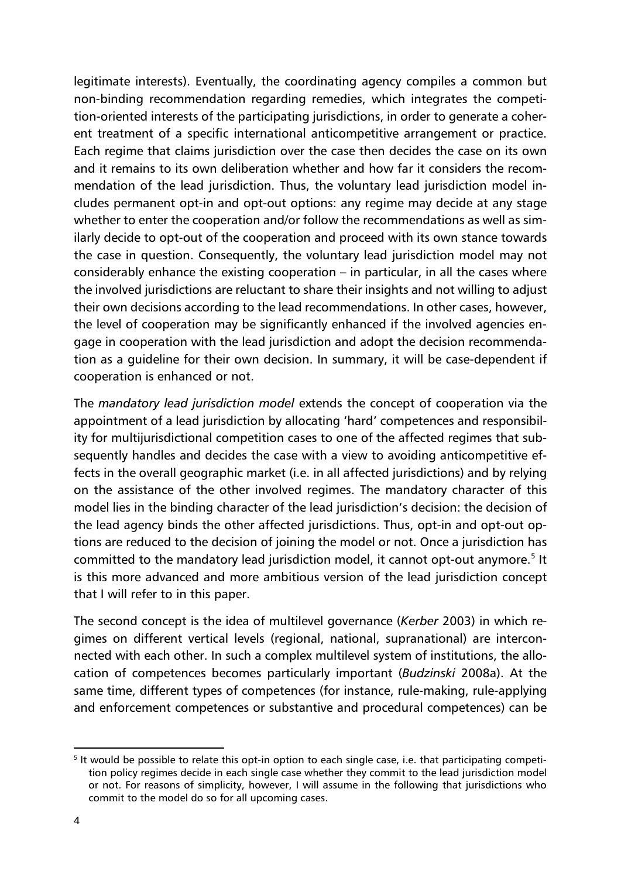legitimate interests). Eventually, the coordinating agency compiles a common but non-binding recommendation regarding remedies, which integrates the competition-oriented interests of the participating jurisdictions, in order to generate a coherent treatment of a specific international anticompetitive arrangement or practice. Each regime that claims jurisdiction over the case then decides the case on its own and it remains to its own deliberation whether and how far it considers the recommendation of the lead jurisdiction. Thus, the voluntary lead jurisdiction model includes permanent opt-in and opt-out options: any regime may decide at any stage whether to enter the cooperation and/or follow the recommendations as well as similarly decide to opt-out of the cooperation and proceed with its own stance towards the case in question. Consequently, the voluntary lead jurisdiction model may not considerably enhance the existing cooperation – in particular, in all the cases where the involved jurisdictions are reluctant to share their insights and not willing to adjust their own decisions according to the lead recommendations. In other cases, however, the level of cooperation may be significantly enhanced if the involved agencies engage in cooperation with the lead jurisdiction and adopt the decision recommendation as a guideline for their own decision. In summary, it will be case-dependent if cooperation is enhanced or not.

The *mandatory lead jurisdiction model* extends the concept of cooperation via the appointment of a lead jurisdiction by allocating 'hard' competences and responsibility for multijurisdictional competition cases to one of the affected regimes that subsequently handles and decides the case with a view to avoiding anticompetitive effects in the overall geographic market (i.e. in all affected jurisdictions) and by relying on the assistance of the other involved regimes. The mandatory character of this model lies in the binding character of the lead jurisdiction's decision: the decision of the lead agency binds the other affected jurisdictions. Thus, opt-in and opt-out options are reduced to the decision of joining the model or not. Once a jurisdiction has committed to the mandatory lead jurisdiction model, it cannot opt-out anymore.[5] It is this more advanced and more ambitious version of the lead jurisdiction concept that I will refer to in this paper.

The second concept is the idea of multilevel governance (*Kerber* 2003) in which regimes on different vertical levels (regional, national, supranational) are interconnected with each other. In such a complex multilevel system of institutions, the allocation of competences becomes particularly important (*Budzinski* 2008a). At the same time, different types of competences (for instance, rule-making, rule-applying and enforcement competences or substantive and procedural competences) can be

[5] It would be possible to relate this opt-in option to each single case, i.e. that participating competition policy regimes decide in each single case whether they commit to the lead jurisdiction model or not. For reasons of simplicity, however, I will assume in the following that jurisdictions who commit to the model do so for all upcoming cases.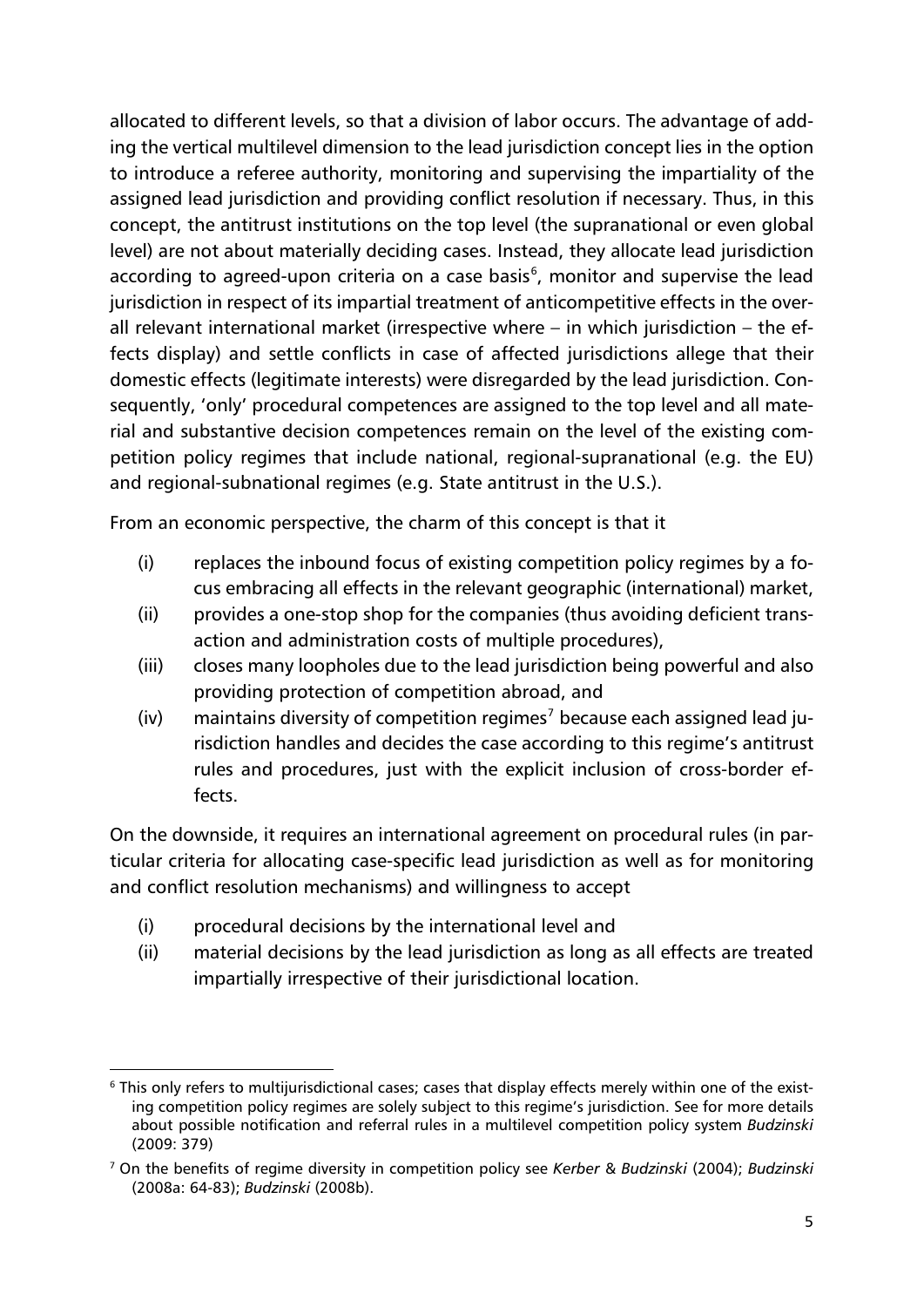allocated to different levels, so that a division of labor occurs. The advantage of adding the vertical multilevel dimension to the lead jurisdiction concept lies in the option to introduce a referee authority, monitoring and supervising the impartiality of the assigned lead jurisdiction and providing conflict resolution if necessary. Thus, in this concept, the antitrust institutions on the top level (the supranational or even global level) are not about materially deciding cases. Instead, they allocate lead jurisdiction according to agreed-upon criteria on a case basis[6], monitor and supervise the lead jurisdiction in respect of its impartial treatment of anticompetitive effects in the overall relevant international market (irrespective where – in which jurisdiction – the effects display) and settle conflicts in case of affected jurisdictions allege that their domestic effects (legitimate interests) were disregarded by the lead jurisdiction. Consequently, 'only' procedural competences are assigned to the top level and all material and substantive decision competences remain on the level of the existing competition policy regimes that include national, regional-supranational (e.g. the EU) and regional-subnational regimes (e.g. State antitrust in the U.S.).

From an economic perspective, the charm of this concept is that it

(i) replaces the inbound focus of existing competition policy regimes by a focus embracing all effects in the relevant geographic (international) market,
(ii) provides a one-stop shop for the companies (thus avoiding deficient transaction and administration costs of multiple procedures),
(iii) closes many loopholes due to the lead jurisdiction being powerful and also providing protection of competition abroad, and
(iv) maintains diversity of competition regimes[7] because each assigned lead jurisdiction handles and decides the case according to this regime's antitrust rules and procedures, just with the explicit inclusion of cross-border effects.

On the downside, it requires an international agreement on procedural rules (in particular criteria for allocating case-specific lead jurisdiction as well as for monitoring and conflict resolution mechanisms) and willingness to accept

(i) procedural decisions by the international level and
(ii) material decisions by the lead jurisdiction as long as all effects are treated impartially irrespective of their jurisdictional location.

---

[6] This only refers to multijurisdictional cases; cases that display effects merely within one of the existing competition policy regimes are solely subject to this regime's jurisdiction. See for more details about possible notification and referral rules in a multilevel competition policy system *Budzinski* (2009: 379)

[7] On the benefits of regime diversity in competition policy see *Kerber* & *Budzinski* (2004); *Budzinski* (2008a: 64-83); *Budzinski* (2008b).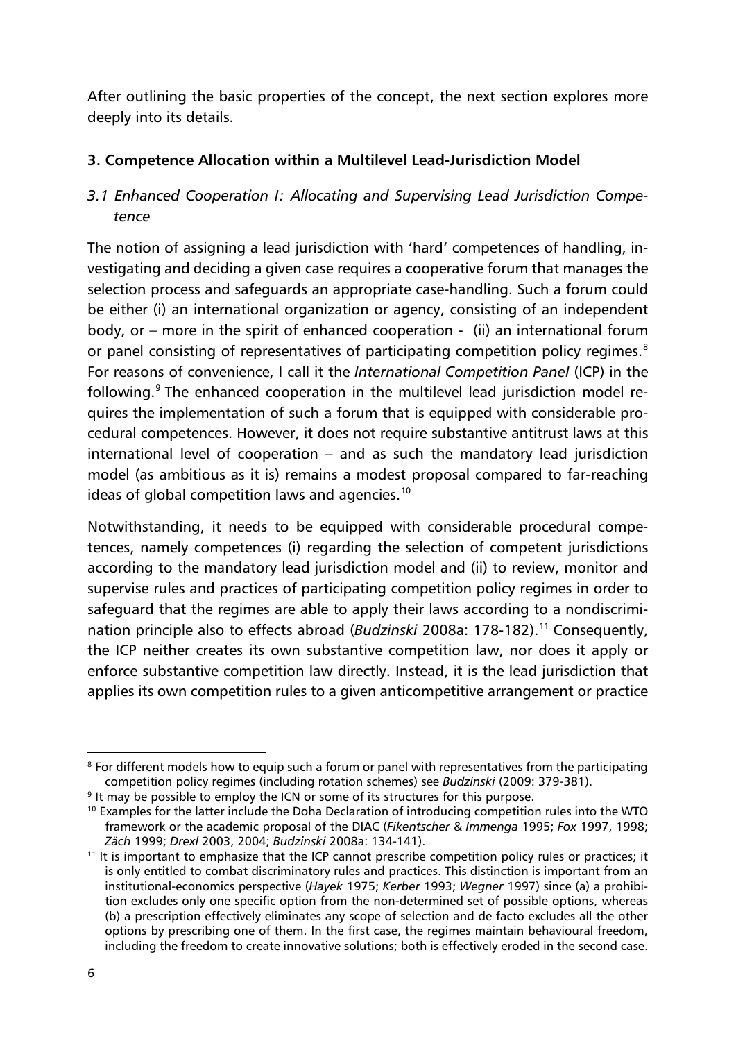After outlining the basic properties of the concept, the next section explores more deeply into its details.

## 3. Competence Allocation within a Multilevel Lead-Jurisdiction Model

### *3.1 Enhanced Cooperation I: Allocating and Supervising Lead Jurisdiction Competence*

The notion of assigning a lead jurisdiction with 'hard' competences of handling, investigating and deciding a given case requires a cooperative forum that manages the selection process and safeguards an appropriate case-handling. Such a forum could be either (i) an international organization or agency, consisting of an independent body, or – more in the spirit of enhanced cooperation - (ii) an international forum or panel consisting of representatives of participating competition policy regimes.[8] For reasons of convenience, I call it the *International Competition Panel* (ICP) in the following.[9] The enhanced cooperation in the multilevel lead jurisdiction model requires the implementation of such a forum that is equipped with considerable procedural competences. However, it does not require substantive antitrust laws at this international level of cooperation – and as such the mandatory lead jurisdiction model (as ambitious as it is) remains a modest proposal compared to far-reaching ideas of global competition laws and agencies.[10]

Notwithstanding, it needs to be equipped with considerable procedural competences, namely competences (i) regarding the selection of competent jurisdictions according to the mandatory lead jurisdiction model and (ii) to review, monitor and supervise rules and practices of participating competition policy regimes in order to safeguard that the regimes are able to apply their laws according to a nondiscrimination principle also to effects abroad (*Budzinski* 2008a: 178-182).[11] Consequently, the ICP neither creates its own substantive competition law, nor does it apply or enforce substantive competition law directly. Instead, it is the lead jurisdiction that applies its own competition rules to a given anticompetitive arrangement or practice

---

[8] For different models how to equip such a forum or panel with representatives from the participating competition policy regimes (including rotation schemes) see *Budzinski* (2009: 379-381).

[9] It may be possible to employ the ICN or some of its structures for this purpose.

[10] Examples for the latter include the Doha Declaration of introducing competition rules into the WTO framework or the academic proposal of the DIAC (*Fikentscher* & *Immenga* 1995; *Fox* 1997, 1998; *Zäch* 1999; *Drexl* 2003, 2004; *Budzinski* 2008a: 134-141).

[11] It is important to emphasize that the ICP cannot prescribe competition policy rules or practices; it is only entitled to combat discriminatory rules and practices. This distinction is important from an institutional-economics perspective (*Hayek* 1975; *Kerber* 1993; *Wegner* 1997) since (a) a prohibition excludes only one specific option from the non-determined set of possible options, whereas (b) a prescription effectively eliminates any scope of selection and de facto excludes all the other options by prescribing one of them. In the first case, the regimes maintain behavioural freedom, including the freedom to create innovative solutions; both is effectively eroded in the second case.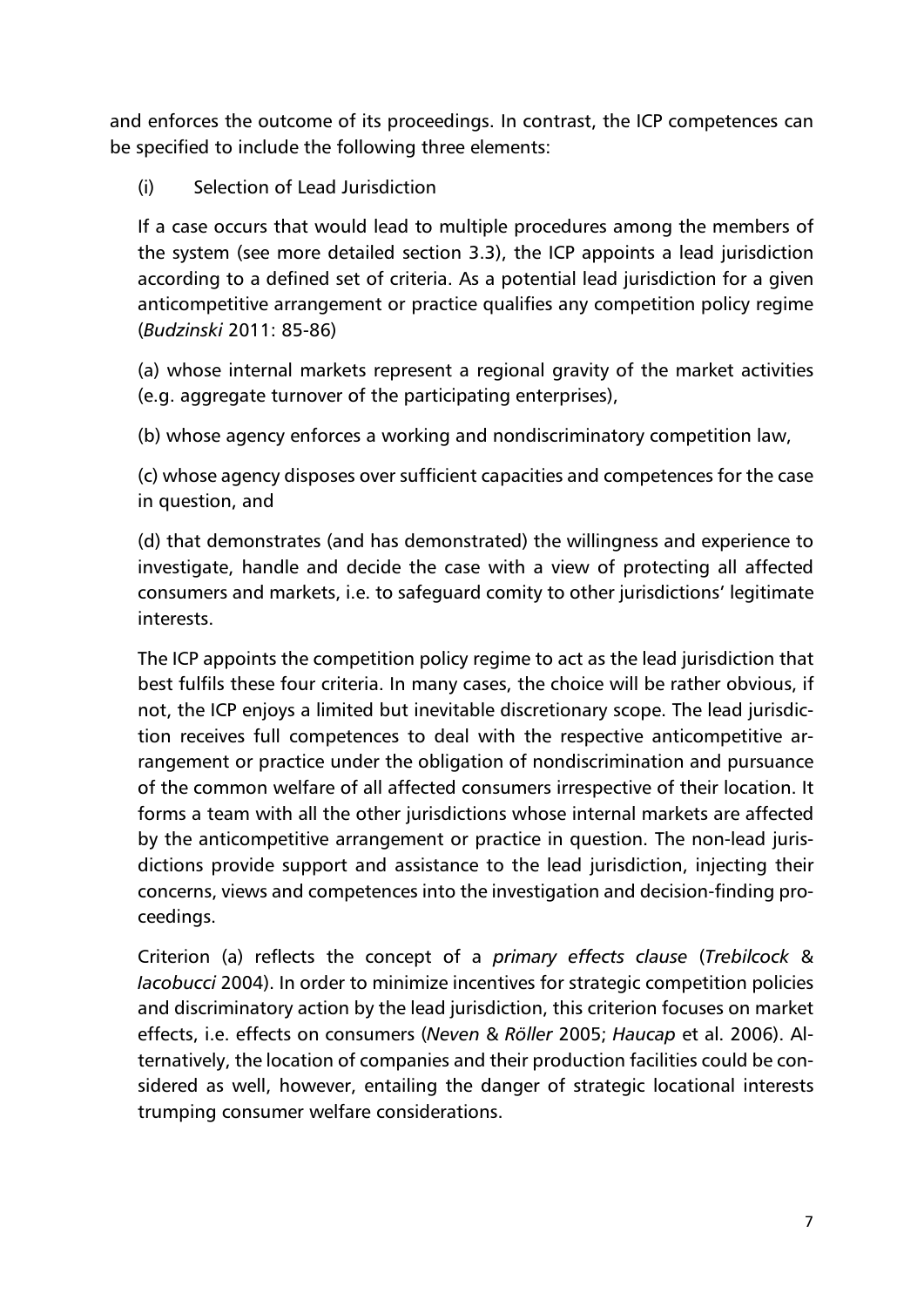and enforces the outcome of its proceedings. In contrast, the ICP competences can be specified to include the following three elements:

(i) Selection of Lead Jurisdiction

If a case occurs that would lead to multiple procedures among the members of the system (see more detailed section 3.3), the ICP appoints a lead jurisdiction according to a defined set of criteria. As a potential lead jurisdiction for a given anticompetitive arrangement or practice qualifies any competition policy regime (*Budzinski* 2011: 85-86)

(a) whose internal markets represent a regional gravity of the market activities (e.g. aggregate turnover of the participating enterprises),

(b) whose agency enforces a working and nondiscriminatory competition law,

(c) whose agency disposes over sufficient capacities and competences for the case in question, and

(d) that demonstrates (and has demonstrated) the willingness and experience to investigate, handle and decide the case with a view of protecting all affected consumers and markets, i.e. to safeguard comity to other jurisdictions' legitimate interests.

The ICP appoints the competition policy regime to act as the lead jurisdiction that best fulfils these four criteria. In many cases, the choice will be rather obvious, if not, the ICP enjoys a limited but inevitable discretionary scope. The lead jurisdiction receives full competences to deal with the respective anticompetitive arrangement or practice under the obligation of nondiscrimination and pursuance of the common welfare of all affected consumers irrespective of their location. It forms a team with all the other jurisdictions whose internal markets are affected by the anticompetitive arrangement or practice in question. The non-lead jurisdictions provide support and assistance to the lead jurisdiction, injecting their concerns, views and competences into the investigation and decision-finding proceedings.

Criterion (a) reflects the concept of a *primary effects clause* (*Trebilcock* & *Iacobucci* 2004). In order to minimize incentives for strategic competition policies and discriminatory action by the lead jurisdiction, this criterion focuses on market effects, i.e. effects on consumers (*Neven* & *Röller* 2005; *Haucap* et al. 2006). Alternatively, the location of companies and their production facilities could be considered as well, however, entailing the danger of strategic locational interests trumping consumer welfare considerations.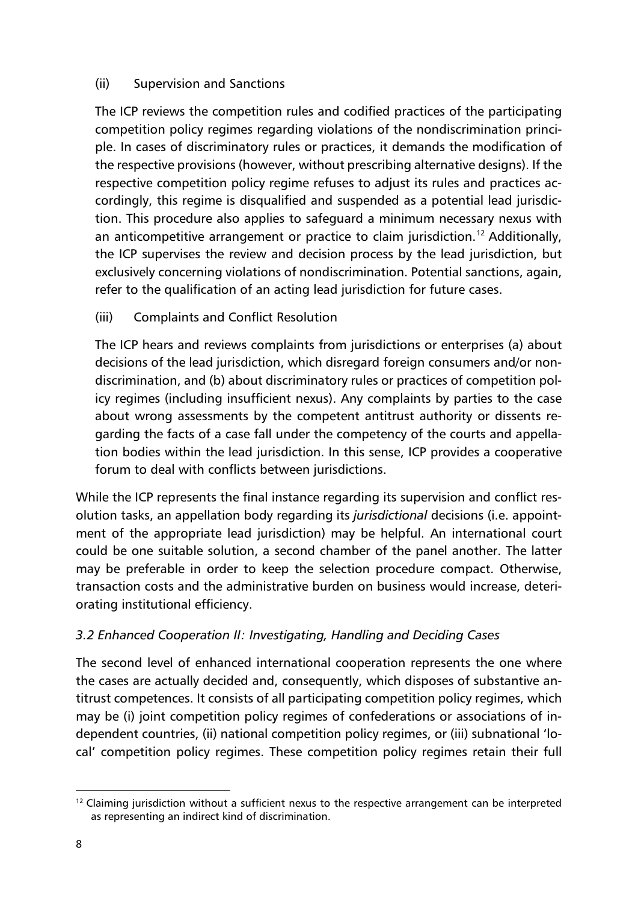(ii) Supervision and Sanctions

The ICP reviews the competition rules and codified practices of the participating competition policy regimes regarding violations of the nondiscrimination principle. In cases of discriminatory rules or practices, it demands the modification of the respective provisions (however, without prescribing alternative designs). If the respective competition policy regime refuses to adjust its rules and practices accordingly, this regime is disqualified and suspended as a potential lead jurisdiction. This procedure also applies to safeguard a minimum necessary nexus with an anticompetitive arrangement or practice to claim jurisdiction.[12] Additionally, the ICP supervises the review and decision process by the lead jurisdiction, but exclusively concerning violations of nondiscrimination. Potential sanctions, again, refer to the qualification of an acting lead jurisdiction for future cases.

(iii) Complaints and Conflict Resolution

The ICP hears and reviews complaints from jurisdictions or enterprises (a) about decisions of the lead jurisdiction, which disregard foreign consumers and/or nondiscrimination, and (b) about discriminatory rules or practices of competition policy regimes (including insufficient nexus). Any complaints by parties to the case about wrong assessments by the competent antitrust authority or dissents regarding the facts of a case fall under the competency of the courts and appellation bodies within the lead jurisdiction. In this sense, ICP provides a cooperative forum to deal with conflicts between jurisdictions.

While the ICP represents the final instance regarding its supervision and conflict resolution tasks, an appellation body regarding its *jurisdictional* decisions (i.e. appointment of the appropriate lead jurisdiction) may be helpful. An international court could be one suitable solution, a second chamber of the panel another. The latter may be preferable in order to keep the selection procedure compact. Otherwise, transaction costs and the administrative burden on business would increase, deteriorating institutional efficiency.

### *3.2 Enhanced Cooperation II: Investigating, Handling and Deciding Cases*

The second level of enhanced international cooperation represents the one where the cases are actually decided and, consequently, which disposes of substantive antitrust competences. It consists of all participating competition policy regimes, which may be (i) joint competition policy regimes of confederations or associations of independent countries, (ii) national competition policy regimes, or (iii) subnational 'local' competition policy regimes. These competition policy regimes retain their full

[12] Claiming jurisdiction without a sufficient nexus to the respective arrangement can be interpreted as representing an indirect kind of discrimination.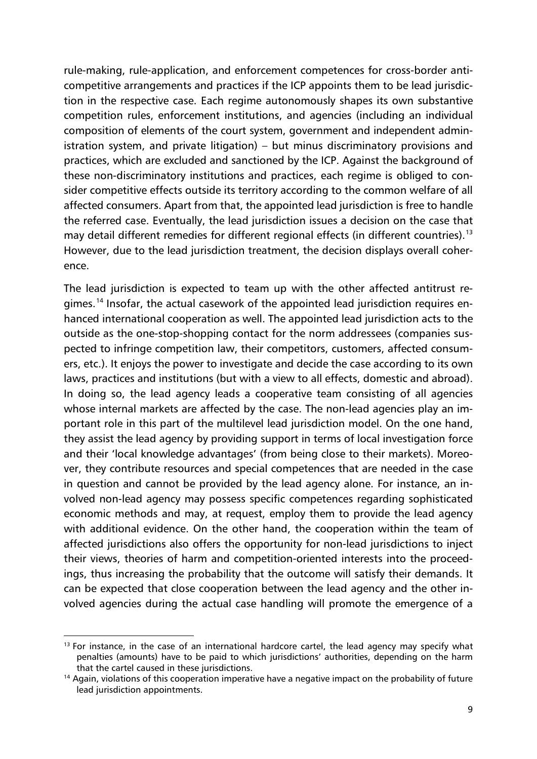rule-making, rule-application, and enforcement competences for cross-border anti-competitive arrangements and practices if the ICP appoints them to be lead jurisdiction in the respective case. Each regime autonomously shapes its own substantive competition rules, enforcement institutions, and agencies (including an individual composition of elements of the court system, government and independent administration system, and private litigation) – but minus discriminatory provisions and practices, which are excluded and sanctioned by the ICP. Against the background of these non-discriminatory institutions and practices, each regime is obliged to consider competitive effects outside its territory according to the common welfare of all affected consumers. Apart from that, the appointed lead jurisdiction is free to handle the referred case. Eventually, the lead jurisdiction issues a decision on the case that may detail different remedies for different regional effects (in different countries).[13] However, due to the lead jurisdiction treatment, the decision displays overall coherence.

The lead jurisdiction is expected to team up with the other affected antitrust regimes.[14] Insofar, the actual casework of the appointed lead jurisdiction requires enhanced international cooperation as well. The appointed lead jurisdiction acts to the outside as the one-stop-shopping contact for the norm addressees (companies suspected to infringe competition law, their competitors, customers, affected consumers, etc.). It enjoys the power to investigate and decide the case according to its own laws, practices and institutions (but with a view to all effects, domestic and abroad). In doing so, the lead agency leads a cooperative team consisting of all agencies whose internal markets are affected by the case. The non-lead agencies play an important role in this part of the multilevel lead jurisdiction model. On the one hand, they assist the lead agency by providing support in terms of local investigation force and their 'local knowledge advantages' (from being close to their markets). Moreover, they contribute resources and special competences that are needed in the case in question and cannot be provided by the lead agency alone. For instance, an involved non-lead agency may possess specific competences regarding sophisticated economic methods and may, at request, employ them to provide the lead agency with additional evidence. On the other hand, the cooperation within the team of affected jurisdictions also offers the opportunity for non-lead jurisdictions to inject their views, theories of harm and competition-oriented interests into the proceedings, thus increasing the probability that the outcome will satisfy their demands. It can be expected that close cooperation between the lead agency and the other involved agencies during the actual case handling will promote the emergence of a

[13] For instance, in the case of an international hardcore cartel, the lead agency may specify what penalties (amounts) have to be paid to which jurisdictions' authorities, depending on the harm that the cartel caused in these jurisdictions.

[14] Again, violations of this cooperation imperative have a negative impact on the probability of future lead jurisdiction appointments.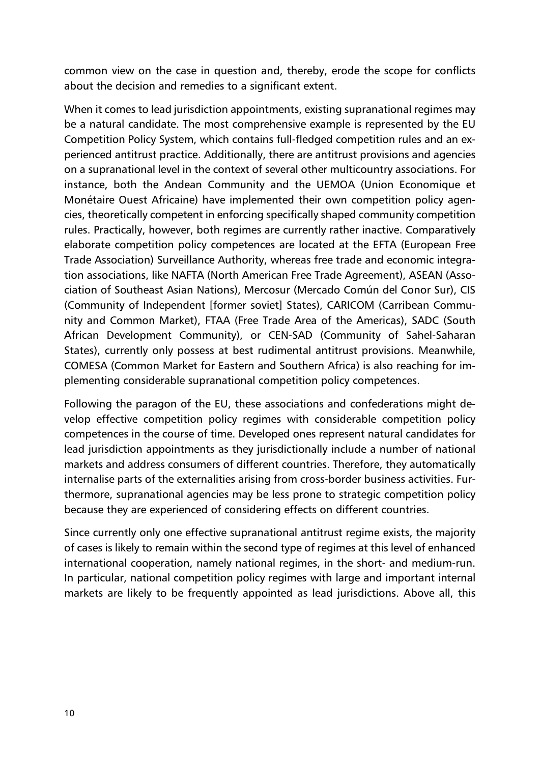common view on the case in question and, thereby, erode the scope for conflicts about the decision and remedies to a significant extent.

When it comes to lead jurisdiction appointments, existing supranational regimes may be a natural candidate. The most comprehensive example is represented by the EU Competition Policy System, which contains full-fledged competition rules and an experienced antitrust practice. Additionally, there are antitrust provisions and agencies on a supranational level in the context of several other multicountry associations. For instance, both the Andean Community and the UEMOA (Union Economique et Monétaire Ouest Africaine) have implemented their own competition policy agencies, theoretically competent in enforcing specifically shaped community competition rules. Practically, however, both regimes are currently rather inactive. Comparatively elaborate competition policy competences are located at the EFTA (European Free Trade Association) Surveillance Authority, whereas free trade and economic integration associations, like NAFTA (North American Free Trade Agreement), ASEAN (Association of Southeast Asian Nations), Mercosur (Mercado Común del Conor Sur), CIS (Community of Independent [former soviet] States), CARICOM (Carribean Community and Common Market), FTAA (Free Trade Area of the Americas), SADC (South African Development Community), or CEN-SAD (Community of Sahel-Saharan States), currently only possess at best rudimental antitrust provisions. Meanwhile, COMESA (Common Market for Eastern and Southern Africa) is also reaching for implementing considerable supranational competition policy competences.

Following the paragon of the EU, these associations and confederations might develop effective competition policy regimes with considerable competition policy competences in the course of time. Developed ones represent natural candidates for lead jurisdiction appointments as they jurisdictionally include a number of national markets and address consumers of different countries. Therefore, they automatically internalise parts of the externalities arising from cross-border business activities. Furthermore, supranational agencies may be less prone to strategic competition policy because they are experienced of considering effects on different countries.

Since currently only one effective supranational antitrust regime exists, the majority of cases is likely to remain within the second type of regimes at this level of enhanced international cooperation, namely national regimes, in the short- and medium-run. In particular, national competition policy regimes with large and important internal markets are likely to be frequently appointed as lead jurisdictions. Above all, this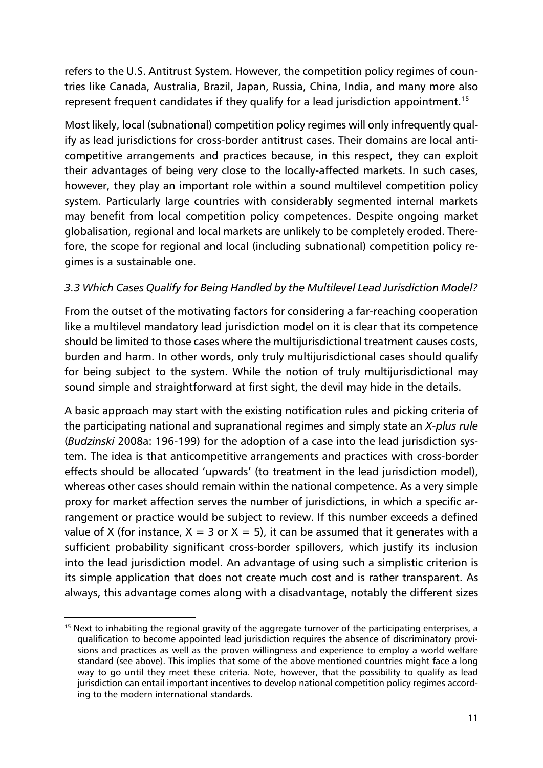refers to the U.S. Antitrust System. However, the competition policy regimes of countries like Canada, Australia, Brazil, Japan, Russia, China, India, and many more also represent frequent candidates if they qualify for a lead jurisdiction appointment.[15]

Most likely, local (subnational) competition policy regimes will only infrequently qualify as lead jurisdictions for cross-border antitrust cases. Their domains are local anticompetitive arrangements and practices because, in this respect, they can exploit their advantages of being very close to the locally-affected markets. In such cases, however, they play an important role within a sound multilevel competition policy system. Particularly large countries with considerably segmented internal markets may benefit from local competition policy competences. Despite ongoing market globalisation, regional and local markets are unlikely to be completely eroded. Therefore, the scope for regional and local (including subnational) competition policy regimes is a sustainable one.

### *3.3 Which Cases Qualify for Being Handled by the Multilevel Lead Jurisdiction Model?*

From the outset of the motivating factors for considering a far-reaching cooperation like a multilevel mandatory lead jurisdiction model on it is clear that its competence should be limited to those cases where the multijurisdictional treatment causes costs, burden and harm. In other words, only truly multijurisdictional cases should qualify for being subject to the system. While the notion of truly multijurisdictional may sound simple and straightforward at first sight, the devil may hide in the details.

A basic approach may start with the existing notification rules and picking criteria of the participating national and supranational regimes and simply state an *X-plus rule* (*Budzinski* 2008a: 196-199) for the adoption of a case into the lead jurisdiction system. The idea is that anticompetitive arrangements and practices with cross-border effects should be allocated 'upwards' (to treatment in the lead jurisdiction model), whereas other cases should remain within the national competence. As a very simple proxy for market affection serves the number of jurisdictions, in which a specific arrangement or practice would be subject to review. If this number exceeds a defined value of X (for instance, $X = 3$ or $X = 5$), it can be assumed that it generates with a sufficient probability significant cross-border spillovers, which justify its inclusion into the lead jurisdiction model. An advantage of using such a simplistic criterion is its simple application that does not create much cost and is rather transparent. As always, this advantage comes along with a disadvantage, notably the different sizes

[15] Next to inhabiting the regional gravity of the aggregate turnover of the participating enterprises, a qualification to become appointed lead jurisdiction requires the absence of discriminatory provisions and practices as well as the proven willingness and experience to employ a world welfare standard (see above). This implies that some of the above mentioned countries might face a long way to go until they meet these criteria. Note, however, that the possibility to qualify as lead jurisdiction can entail important incentives to develop national competition policy regimes according to the modern international standards.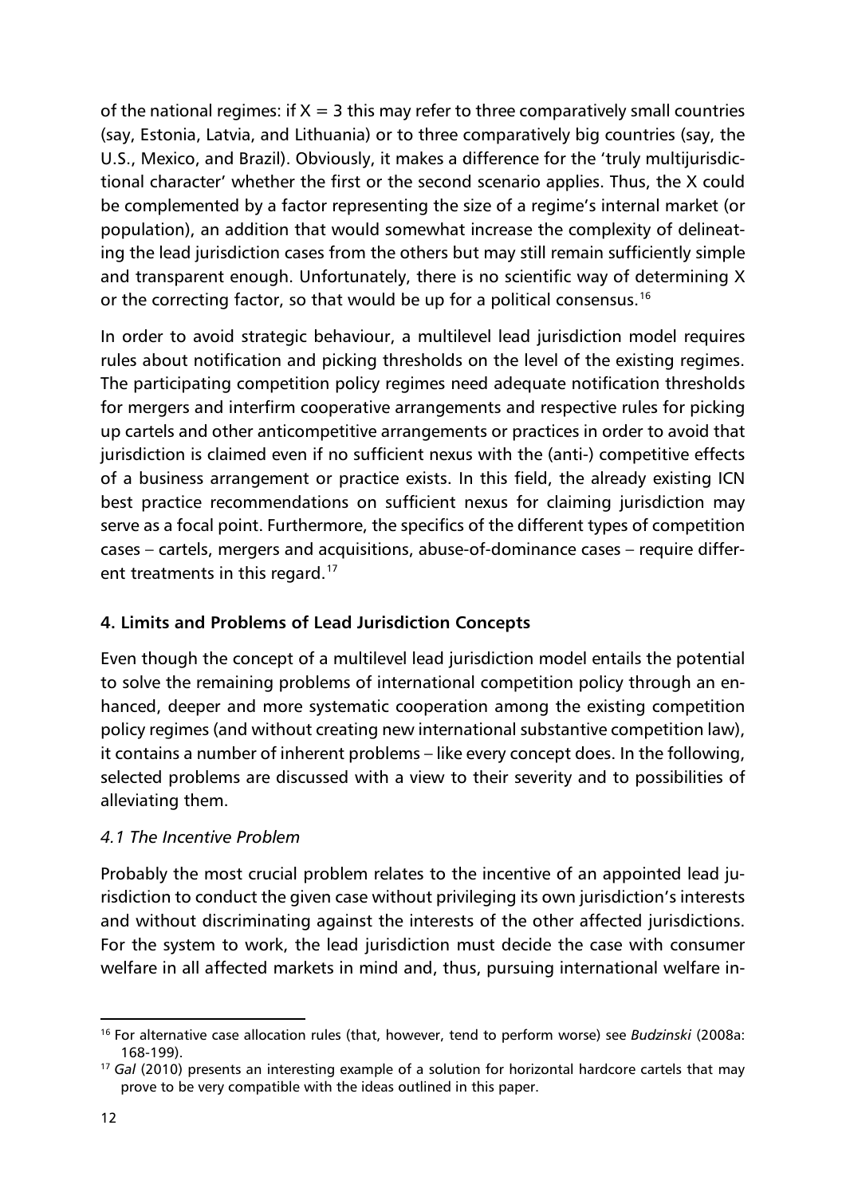of the national regimes: if $X = 3$ this may refer to three comparatively small countries (say, Estonia, Latvia, and Lithuania) or to three comparatively big countries (say, the U.S., Mexico, and Brazil). Obviously, it makes a difference for the 'truly multijurisdictional character' whether the first or the second scenario applies. Thus, the X could be complemented by a factor representing the size of a regime's internal market (or population), an addition that would somewhat increase the complexity of delineating the lead jurisdiction cases from the others but may still remain sufficiently simple and transparent enough. Unfortunately, there is no scientific way of determining X or the correcting factor, so that would be up for a political consensus.[16]

In order to avoid strategic behaviour, a multilevel lead jurisdiction model requires rules about notification and picking thresholds on the level of the existing regimes. The participating competition policy regimes need adequate notification thresholds for mergers and interfirm cooperative arrangements and respective rules for picking up cartels and other anticompetitive arrangements or practices in order to avoid that jurisdiction is claimed even if no sufficient nexus with the (anti-) competitive effects of a business arrangement or practice exists. In this field, the already existing ICN best practice recommendations on sufficient nexus for claiming jurisdiction may serve as a focal point. Furthermore, the specifics of the different types of competition cases – cartels, mergers and acquisitions, abuse-of-dominance cases – require different treatments in this regard.[17]

## 4. Limits and Problems of Lead Jurisdiction Concepts

Even though the concept of a multilevel lead jurisdiction model entails the potential to solve the remaining problems of international competition policy through an enhanced, deeper and more systematic cooperation among the existing competition policy regimes (and without creating new international substantive competition law), it contains a number of inherent problems – like every concept does. In the following, selected problems are discussed with a view to their severity and to possibilities of alleviating them.

### *4.1 The Incentive Problem*

Probably the most crucial problem relates to the incentive of an appointed lead jurisdiction to conduct the given case without privileging its own jurisdiction's interests and without discriminating against the interests of the other affected jurisdictions. For the system to work, the lead jurisdiction must decide the case with consumer welfare in all affected markets in mind and, thus, pursuing international welfare in-

---

[16] For alternative case allocation rules (that, however, tend to perform worse) see *Budzinski* (2008a: 168-199).

[17] *Gal* (2010) presents an interesting example of a solution for horizontal hardcore cartels that may prove to be very compatible with the ideas outlined in this paper.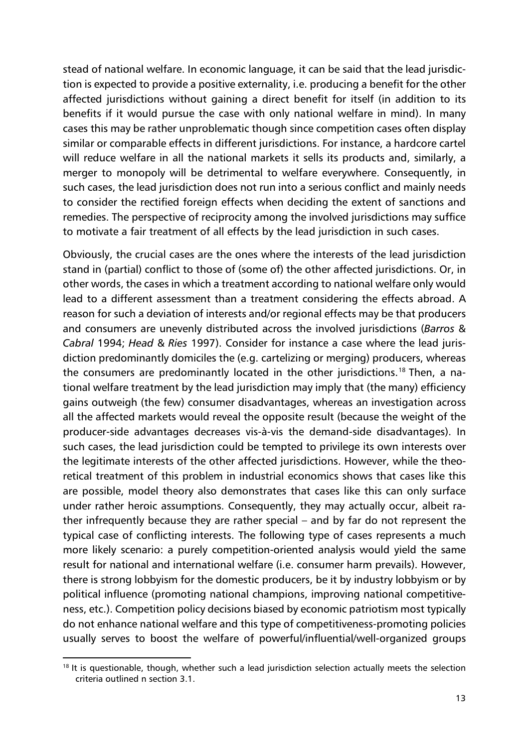stead of national welfare. In economic language, it can be said that the lead jurisdiction is expected to provide a positive externality, i.e. producing a benefit for the other affected jurisdictions without gaining a direct benefit for itself (in addition to its benefits if it would pursue the case with only national welfare in mind). In many cases this may be rather unproblematic though since competition cases often display similar or comparable effects in different jurisdictions. For instance, a hardcore cartel will reduce welfare in all the national markets it sells its products and, similarly, a merger to monopoly will be detrimental to welfare everywhere. Consequently, in such cases, the lead jurisdiction does not run into a serious conflict and mainly needs to consider the rectified foreign effects when deciding the extent of sanctions and remedies. The perspective of reciprocity among the involved jurisdictions may suffice to motivate a fair treatment of all effects by the lead jurisdiction in such cases.

Obviously, the crucial cases are the ones where the interests of the lead jurisdiction stand in (partial) conflict to those of (some of) the other affected jurisdictions. Or, in other words, the cases in which a treatment according to national welfare only would lead to a different assessment than a treatment considering the effects abroad. A reason for such a deviation of interests and/or regional effects may be that producers and consumers are unevenly distributed across the involved jurisdictions (*Barros* & *Cabral* 1994; *Head* & *Ries* 1997). Consider for instance a case where the lead jurisdiction predominantly domiciles the (e.g. cartelizing or merging) producers, whereas the consumers are predominantly located in the other jurisdictions.[18] Then, a national welfare treatment by the lead jurisdiction may imply that (the many) efficiency gains outweigh (the few) consumer disadvantages, whereas an investigation across all the affected markets would reveal the opposite result (because the weight of the producer-side advantages decreases vis-à-vis the demand-side disadvantages). In such cases, the lead jurisdiction could be tempted to privilege its own interests over the legitimate interests of the other affected jurisdictions. However, while the theoretical treatment of this problem in industrial economics shows that cases like this are possible, model theory also demonstrates that cases like this can only surface under rather heroic assumptions. Consequently, they may actually occur, albeit rather infrequently because they are rather special – and by far do not represent the typical case of conflicting interests. The following type of cases represents a much more likely scenario: a purely competition-oriented analysis would yield the same result for national and international welfare (i.e. consumer harm prevails). However, there is strong lobbyism for the domestic producers, be it by industry lobbyism or by political influence (promoting national champions, improving national competitiveness, etc.). Competition policy decisions biased by economic patriotism most typically do not enhance national welfare and this type of competitiveness-promoting policies usually serves to boost the welfare of powerful/influential/well-organized groups

[18] It is questionable, though, whether such a lead jurisdiction selection actually meets the selection criteria outlined n section 3.1.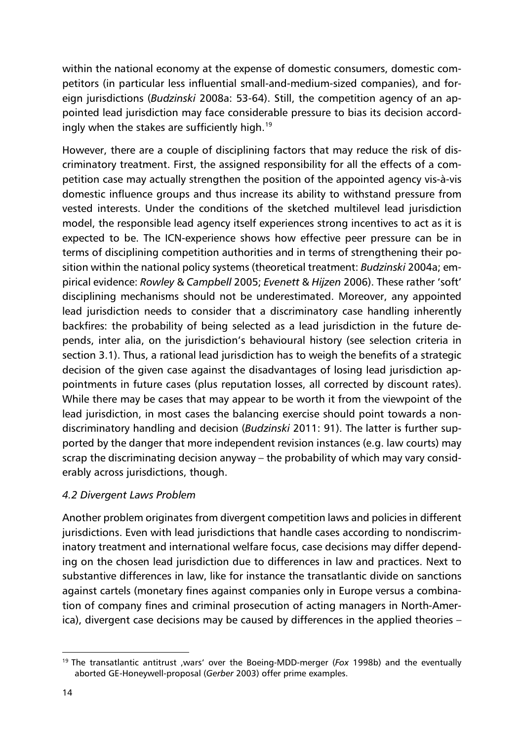within the national economy at the expense of domestic consumers, domestic competitors (in particular less influential small-and-medium-sized companies), and foreign jurisdictions (*Budzinski* 2008a: 53-64). Still, the competition agency of an appointed lead jurisdiction may face considerable pressure to bias its decision accordingly when the stakes are sufficiently high.[19]

However, there are a couple of disciplining factors that may reduce the risk of discriminatory treatment. First, the assigned responsibility for all the effects of a competition case may actually strengthen the position of the appointed agency vis-à-vis domestic influence groups and thus increase its ability to withstand pressure from vested interests. Under the conditions of the sketched multilevel lead jurisdiction model, the responsible lead agency itself experiences strong incentives to act as it is expected to be. The ICN-experience shows how effective peer pressure can be in terms of disciplining competition authorities and in terms of strengthening their position within the national policy systems (theoretical treatment: *Budzinski* 2004a; empirical evidence: *Rowley* & *Campbell* 2005; *Evenett* & *Hijzen* 2006). These rather 'soft' disciplining mechanisms should not be underestimated. Moreover, any appointed lead jurisdiction needs to consider that a discriminatory case handling inherently backfires: the probability of being selected as a lead jurisdiction in the future depends, inter alia, on the jurisdiction's behavioural history (see selection criteria in section 3.1). Thus, a rational lead jurisdiction has to weigh the benefits of a strategic decision of the given case against the disadvantages of losing lead jurisdiction appointments in future cases (plus reputation losses, all corrected by discount rates). While there may be cases that may appear to be worth it from the viewpoint of the lead jurisdiction, in most cases the balancing exercise should point towards a nondiscriminatory handling and decision (*Budzinski* 2011: 91). The latter is further supported by the danger that more independent revision instances (e.g. law courts) may scrap the discriminating decision anyway – the probability of which may vary considerably across jurisdictions, though.

### *4.2 Divergent Laws Problem*

Another problem originates from divergent competition laws and policies in different jurisdictions. Even with lead jurisdictions that handle cases according to nondiscriminatory treatment and international welfare focus, case decisions may differ depending on the chosen lead jurisdiction due to differences in law and practices. Next to substantive differences in law, like for instance the transatlantic divide on sanctions against cartels (monetary fines against companies only in Europe versus a combination of company fines and criminal prosecution of acting managers in North-America), divergent case decisions may be caused by differences in the applied theories –

---

[19] The transatlantic antitrust ,wars' over the Boeing-MDD-merger (*Fox* 1998b) and the eventually aborted GE-Honeywell-proposal (*Gerber* 2003) offer prime examples.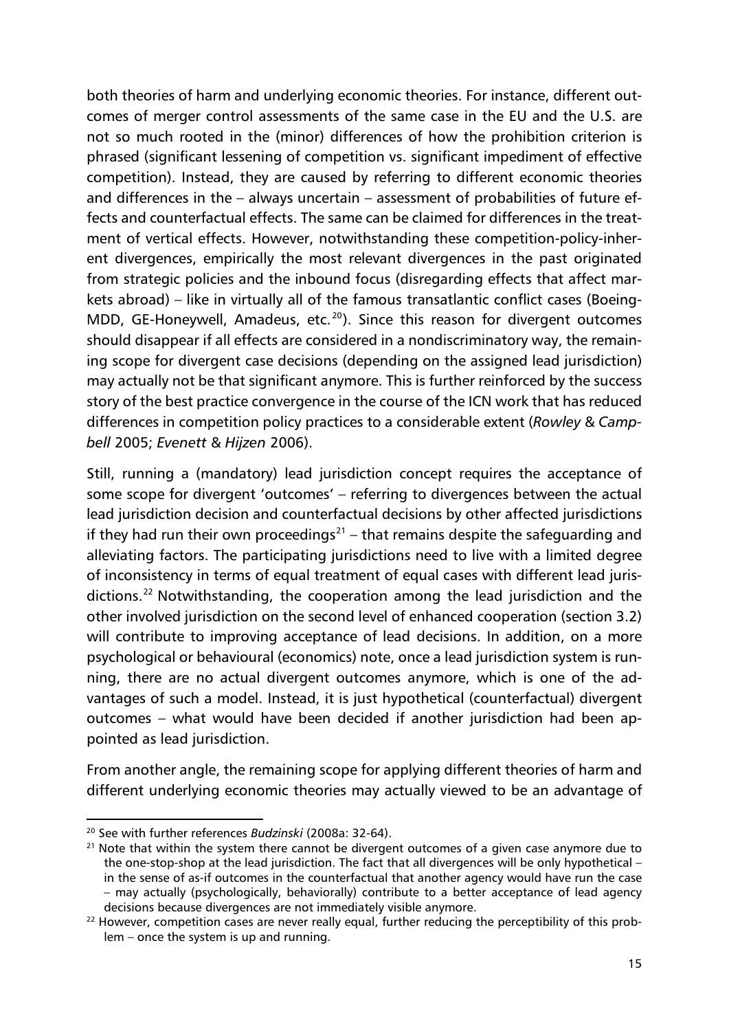both theories of harm and underlying economic theories. For instance, different outcomes of merger control assessments of the same case in the EU and the U.S. are not so much rooted in the (minor) differences of how the prohibition criterion is phrased (significant lessening of competition vs. significant impediment of effective competition). Instead, they are caused by referring to different economic theories and differences in the – always uncertain – assessment of probabilities of future effects and counterfactual effects. The same can be claimed for differences in the treatment of vertical effects. However, notwithstanding these competition-policy-inherent divergences, empirically the most relevant divergences in the past originated from strategic policies and the inbound focus (disregarding effects that affect markets abroad) – like in virtually all of the famous transatlantic conflict cases (Boeing-MDD, GE-Honeywell, Amadeus, etc.[20]). Since this reason for divergent outcomes should disappear if all effects are considered in a nondiscriminatory way, the remaining scope for divergent case decisions (depending on the assigned lead jurisdiction) may actually not be that significant anymore. This is further reinforced by the success story of the best practice convergence in the course of the ICN work that has reduced differences in competition policy practices to a considerable extent (*Rowley* & *Campbell* 2005; *Evenett* & *Hijzen* 2006).

Still, running a (mandatory) lead jurisdiction concept requires the acceptance of some scope for divergent 'outcomes' – referring to divergences between the actual lead jurisdiction decision and counterfactual decisions by other affected jurisdictions if they had run their own proceedings[21] – that remains despite the safeguarding and alleviating factors. The participating jurisdictions need to live with a limited degree of inconsistency in terms of equal treatment of equal cases with different lead jurisdictions.[22] Notwithstanding, the cooperation among the lead jurisdiction and the other involved jurisdiction on the second level of enhanced cooperation (section 3.2) will contribute to improving acceptance of lead decisions. In addition, on a more psychological or behavioural (economics) note, once a lead jurisdiction system is running, there are no actual divergent outcomes anymore, which is one of the advantages of such a model. Instead, it is just hypothetical (counterfactual) divergent outcomes – what would have been decided if another jurisdiction had been appointed as lead jurisdiction.

From another angle, the remaining scope for applying different theories of harm and different underlying economic theories may actually viewed to be an advantage of

---

[20] See with further references *Budzinski* (2008a: 32-64).

[21] Note that within the system there cannot be divergent outcomes of a given case anymore due to the one-stop-shop at the lead jurisdiction. The fact that all divergences will be only hypothetical – in the sense of as-if outcomes in the counterfactual that another agency would have run the case – may actually (psychologically, behaviorally) contribute to a better acceptance of lead agency decisions because divergences are not immediately visible anymore.

[22] However, competition cases are never really equal, further reducing the perceptibility of this problem – once the system is up and running.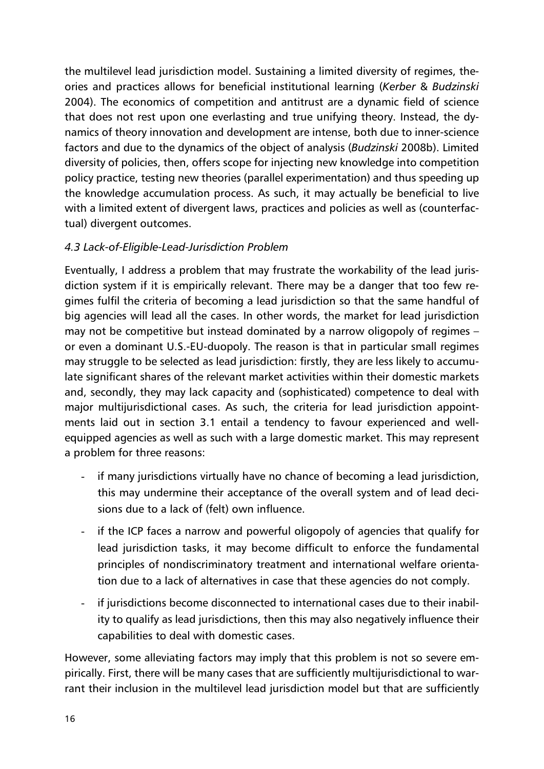the multilevel lead jurisdiction model. Sustaining a limited diversity of regimes, theories and practices allows for beneficial institutional learning (*Kerber* & *Budzinski* 2004). The economics of competition and antitrust are a dynamic field of science that does not rest upon one everlasting and true unifying theory. Instead, the dynamics of theory innovation and development are intense, both due to inner-science factors and due to the dynamics of the object of analysis (*Budzinski* 2008b). Limited diversity of policies, then, offers scope for injecting new knowledge into competition policy practice, testing new theories (parallel experimentation) and thus speeding up the knowledge accumulation process. As such, it may actually be beneficial to live with a limited extent of divergent laws, practices and policies as well as (counterfactual) divergent outcomes.

### *4.3 Lack-of-Eligible-Lead-Jurisdiction Problem*

Eventually, I address a problem that may frustrate the workability of the lead jurisdiction system if it is empirically relevant. There may be a danger that too few regimes fulfil the criteria of becoming a lead jurisdiction so that the same handful of big agencies will lead all the cases. In other words, the market for lead jurisdiction may not be competitive but instead dominated by a narrow oligopoly of regimes – or even a dominant U.S.-EU-duopoly. The reason is that in particular small regimes may struggle to be selected as lead jurisdiction: firstly, they are less likely to accumulate significant shares of the relevant market activities within their domestic markets and, secondly, they may lack capacity and (sophisticated) competence to deal with major multijurisdictional cases. As such, the criteria for lead jurisdiction appointments laid out in section 3.1 entail a tendency to favour experienced and well-equipped agencies as well as such with a large domestic market. This may represent a problem for three reasons:

- if many jurisdictions virtually have no chance of becoming a lead jurisdiction, this may undermine their acceptance of the overall system and of lead decisions due to a lack of (felt) own influence.
- if the ICP faces a narrow and powerful oligopoly of agencies that qualify for lead jurisdiction tasks, it may become difficult to enforce the fundamental principles of nondiscriminatory treatment and international welfare orientation due to a lack of alternatives in case that these agencies do not comply.
- if jurisdictions become disconnected to international cases due to their inability to qualify as lead jurisdictions, then this may also negatively influence their capabilities to deal with domestic cases.

However, some alleviating factors may imply that this problem is not so severe empirically. First, there will be many cases that are sufficiently multijurisdictional to warrant their inclusion in the multilevel lead jurisdiction model but that are sufficiently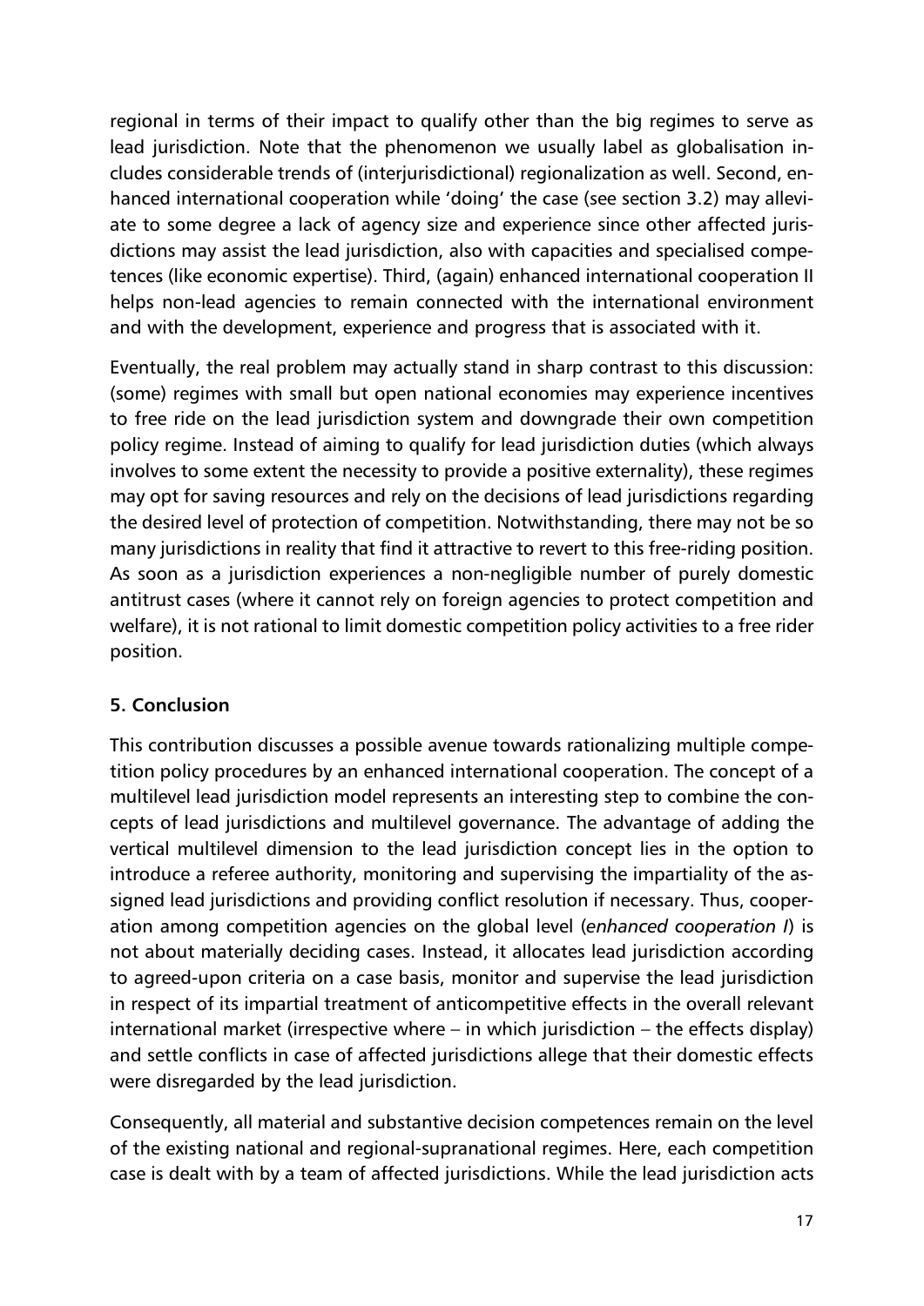regional in terms of their impact to qualify other than the big regimes to serve as lead jurisdiction. Note that the phenomenon we usually label as globalisation includes considerable trends of (interjurisdictional) regionalization as well. Second, enhanced international cooperation while 'doing' the case (see section 3.2) may alleviate to some degree a lack of agency size and experience since other affected jurisdictions may assist the lead jurisdiction, also with capacities and specialised competences (like economic expertise). Third, (again) enhanced international cooperation II helps non-lead agencies to remain connected with the international environment and with the development, experience and progress that is associated with it.

Eventually, the real problem may actually stand in sharp contrast to this discussion: (some) regimes with small but open national economies may experience incentives to free ride on the lead jurisdiction system and downgrade their own competition policy regime. Instead of aiming to qualify for lead jurisdiction duties (which always involves to some extent the necessity to provide a positive externality), these regimes may opt for saving resources and rely on the decisions of lead jurisdictions regarding the desired level of protection of competition. Notwithstanding, there may not be so many jurisdictions in reality that find it attractive to revert to this free-riding position. As soon as a jurisdiction experiences a non-negligible number of purely domestic antitrust cases (where it cannot rely on foreign agencies to protect competition and welfare), it is not rational to limit domestic competition policy activities to a free rider position.

## 5. Conclusion

This contribution discusses a possible avenue towards rationalizing multiple competition policy procedures by an enhanced international cooperation. The concept of a multilevel lead jurisdiction model represents an interesting step to combine the concepts of lead jurisdictions and multilevel governance. The advantage of adding the vertical multilevel dimension to the lead jurisdiction concept lies in the option to introduce a referee authority, monitoring and supervising the impartiality of the assigned lead jurisdictions and providing conflict resolution if necessary. Thus, cooperation among competition agencies on the global level (*enhanced cooperation I*) is not about materially deciding cases. Instead, it allocates lead jurisdiction according to agreed-upon criteria on a case basis, monitor and supervise the lead jurisdiction in respect of its impartial treatment of anticompetitive effects in the overall relevant international market (irrespective where – in which jurisdiction – the effects display) and settle conflicts in case of affected jurisdictions allege that their domestic effects were disregarded by the lead jurisdiction.

Consequently, all material and substantive decision competences remain on the level of the existing national and regional-supranational regimes. Here, each competition case is dealt with by a team of affected jurisdictions. While the lead jurisdiction acts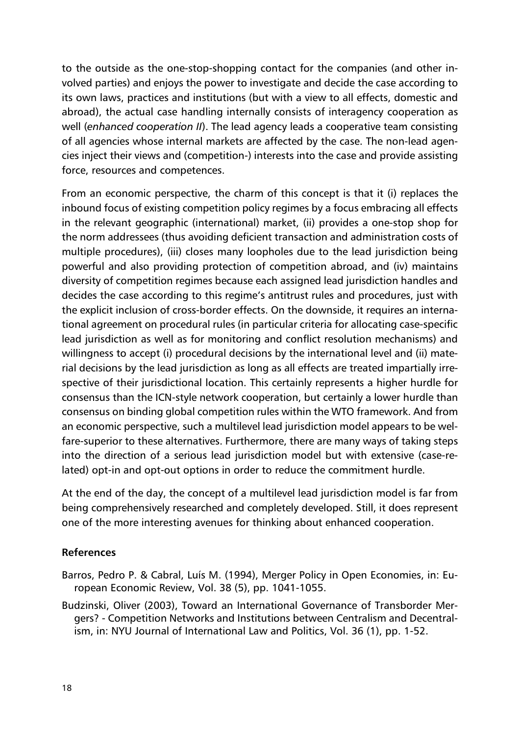to the outside as the one-stop-shopping contact for the companies (and other involved parties) and enjoys the power to investigate and decide the case according to its own laws, practices and institutions (but with a view to all effects, domestic and abroad), the actual case handling internally consists of interagency cooperation as well (*enhanced cooperation II*). The lead agency leads a cooperative team consisting of all agencies whose internal markets are affected by the case. The non-lead agencies inject their views and (competition-) interests into the case and provide assisting force, resources and competences.

From an economic perspective, the charm of this concept is that it (i) replaces the inbound focus of existing competition policy regimes by a focus embracing all effects in the relevant geographic (international) market, (ii) provides a one-stop shop for the norm addressees (thus avoiding deficient transaction and administration costs of multiple procedures), (iii) closes many loopholes due to the lead jurisdiction being powerful and also providing protection of competition abroad, and (iv) maintains diversity of competition regimes because each assigned lead jurisdiction handles and decides the case according to this regime's antitrust rules and procedures, just with the explicit inclusion of cross-border effects. On the downside, it requires an international agreement on procedural rules (in particular criteria for allocating case-specific lead jurisdiction as well as for monitoring and conflict resolution mechanisms) and willingness to accept (i) procedural decisions by the international level and (ii) material decisions by the lead jurisdiction as long as all effects are treated impartially irrespective of their jurisdictional location. This certainly represents a higher hurdle for consensus than the ICN-style network cooperation, but certainly a lower hurdle than consensus on binding global competition rules within the WTO framework. And from an economic perspective, such a multilevel lead jurisdiction model appears to be welfare-superior to these alternatives. Furthermore, there are many ways of taking steps into the direction of a serious lead jurisdiction model but with extensive (case-related) opt-in and opt-out options in order to reduce the commitment hurdle.

At the end of the day, the concept of a multilevel lead jurisdiction model is far from being comprehensively researched and completely developed. Still, it does represent one of the more interesting avenues for thinking about enhanced cooperation.

**References**

Barros, Pedro P. & Cabral, Luís M. (1994), Merger Policy in Open Economies, in: European Economic Review, Vol. 38 (5), pp. 1041-1055.

Budzinski, Oliver (2003), Toward an International Governance of Transborder Mergers? - Competition Networks and Institutions between Centralism and Decentralism, in: NYU Journal of International Law and Politics, Vol. 36 (1), pp. 1-52.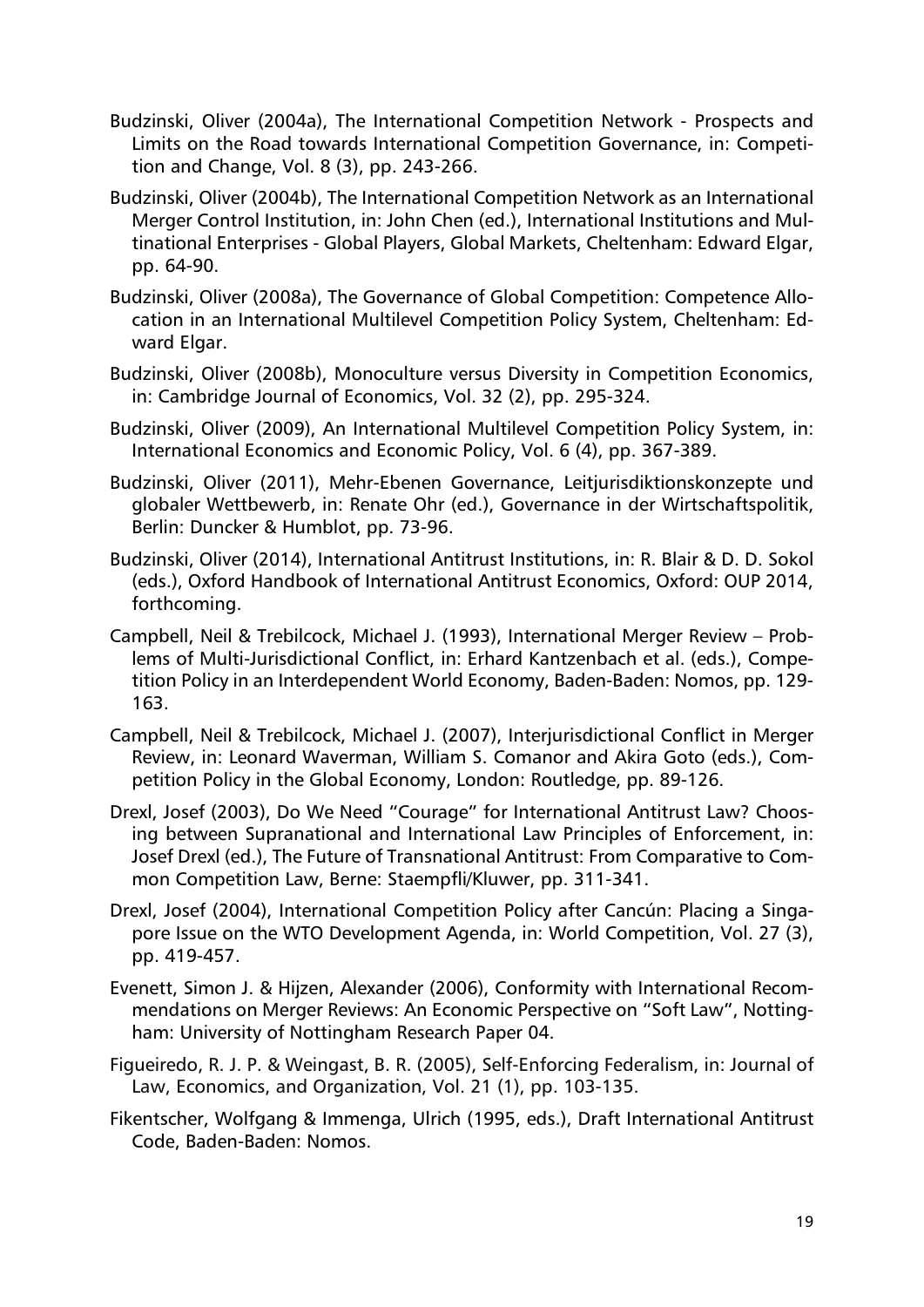Budzinski, Oliver (2004a), The International Competition Network - Prospects and Limits on the Road towards International Competition Governance, in: Competition and Change, Vol. 8 (3), pp. 243-266.

Budzinski, Oliver (2004b), The International Competition Network as an International Merger Control Institution, in: John Chen (ed.), International Institutions and Multinational Enterprises - Global Players, Global Markets, Cheltenham: Edward Elgar, pp. 64-90.

Budzinski, Oliver (2008a), The Governance of Global Competition: Competence Allocation in an International Multilevel Competition Policy System, Cheltenham: Edward Elgar.

Budzinski, Oliver (2008b), Monoculture versus Diversity in Competition Economics, in: Cambridge Journal of Economics, Vol. 32 (2), pp. 295-324.

Budzinski, Oliver (2009), An International Multilevel Competition Policy System, in: International Economics and Economic Policy, Vol. 6 (4), pp. 367-389.

Budzinski, Oliver (2011), Mehr-Ebenen Governance, Leitjurisdiktionskonzepte und globaler Wettbewerb, in: Renate Ohr (ed.), Governance in der Wirtschaftspolitik, Berlin: Duncker & Humblot, pp. 73-96.

Budzinski, Oliver (2014), International Antitrust Institutions, in: R. Blair & D. D. Sokol (eds.), Oxford Handbook of International Antitrust Economics, Oxford: OUP 2014, forthcoming.

Campbell, Neil & Trebilcock, Michael J. (1993), International Merger Review – Problems of Multi-Jurisdictional Conflict, in: Erhard Kantzenbach et al. (eds.), Competition Policy in an Interdependent World Economy, Baden-Baden: Nomos, pp. 129-163.

Campbell, Neil & Trebilcock, Michael J. (2007), Interjurisdictional Conflict in Merger Review, in: Leonard Waverman, William S. Comanor and Akira Goto (eds.), Competition Policy in the Global Economy, London: Routledge, pp. 89-126.

Drexl, Josef (2003), Do We Need "Courage" for International Antitrust Law? Choosing between Supranational and International Law Principles of Enforcement, in: Josef Drexl (ed.), The Future of Transnational Antitrust: From Comparative to Common Competition Law, Berne: Staempfli/Kluwer, pp. 311-341.

Drexl, Josef (2004), International Competition Policy after Cancún: Placing a Singapore Issue on the WTO Development Agenda, in: World Competition, Vol. 27 (3), pp. 419-457.

Evenett, Simon J. & Hijzen, Alexander (2006), Conformity with International Recommendations on Merger Reviews: An Economic Perspective on "Soft Law", Nottingham: University of Nottingham Research Paper 04.

Figueiredo, R. J. P. & Weingast, B. R. (2005), Self-Enforcing Federalism, in: Journal of Law, Economics, and Organization, Vol. 21 (1), pp. 103-135.

Fikentscher, Wolfgang & Immenga, Ulrich (1995, eds.), Draft International Antitrust Code, Baden-Baden: Nomos.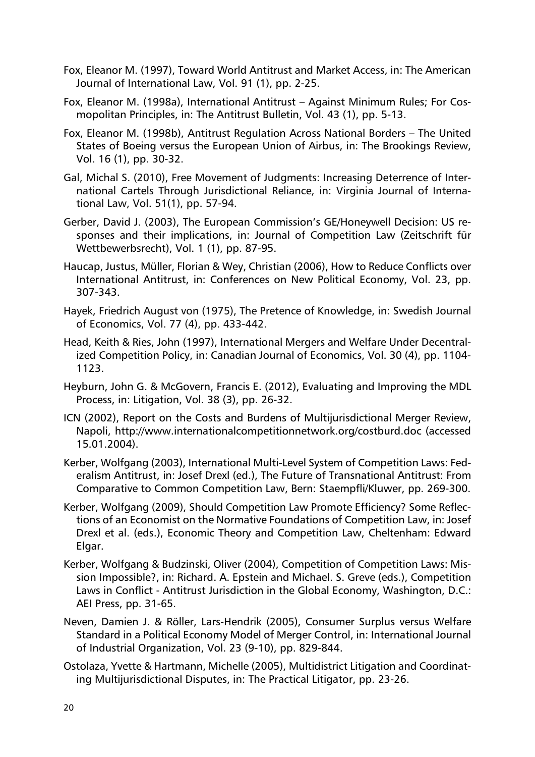Fox, Eleanor M. (1997), Toward World Antitrust and Market Access, in: The American Journal of International Law, Vol. 91 (1), pp. 2-25.

Fox, Eleanor M. (1998a), International Antitrust – Against Minimum Rules; For Cosmopolitan Principles, in: The Antitrust Bulletin, Vol. 43 (1), pp. 5-13.

Fox, Eleanor M. (1998b), Antitrust Regulation Across National Borders – The United States of Boeing versus the European Union of Airbus, in: The Brookings Review, Vol. 16 (1), pp. 30-32.

Gal, Michal S. (2010), Free Movement of Judgments: Increasing Deterrence of International Cartels Through Jurisdictional Reliance, in: Virginia Journal of International Law, Vol. 51(1), pp. 57-94.

Gerber, David J. (2003), The European Commission's GE/Honeywell Decision: US responses and their implications, in: Journal of Competition Law (Zeitschrift für Wettbewerbsrecht), Vol. 1 (1), pp. 87-95.

Haucap, Justus, Müller, Florian & Wey, Christian (2006), How to Reduce Conflicts over International Antitrust, in: Conferences on New Political Economy, Vol. 23, pp. 307-343.

Hayek, Friedrich August von (1975), The Pretence of Knowledge, in: Swedish Journal of Economics, Vol. 77 (4), pp. 433-442.

Head, Keith & Ries, John (1997), International Mergers and Welfare Under Decentralized Competition Policy, in: Canadian Journal of Economics, Vol. 30 (4), pp. 1104-1123.

Heyburn, John G. & McGovern, Francis E. (2012), Evaluating and Improving the MDL Process, in: Litigation, Vol. 38 (3), pp. 26-32.

ICN (2002), Report on the Costs and Burdens of Multijurisdictional Merger Review, Napoli, http://www.internationalcompetitionnetwork.org/costburd.doc (accessed 15.01.2004).

Kerber, Wolfgang (2003), International Multi-Level System of Competition Laws: Federalism Antitrust, in: Josef Drexl (ed.), The Future of Transnational Antitrust: From Comparative to Common Competition Law, Bern: Staempfli/Kluwer, pp. 269-300.

Kerber, Wolfgang (2009), Should Competition Law Promote Efficiency? Some Reflections of an Economist on the Normative Foundations of Competition Law, in: Josef Drexl et al. (eds.), Economic Theory and Competition Law, Cheltenham: Edward Elgar.

Kerber, Wolfgang & Budzinski, Oliver (2004), Competition of Competition Laws: Mission Impossible?, in: Richard. A. Epstein and Michael. S. Greve (eds.), Competition Laws in Conflict - Antitrust Jurisdiction in the Global Economy, Washington, D.C.: AEI Press, pp. 31-65.

Neven, Damien J. & Röller, Lars-Hendrik (2005), Consumer Surplus versus Welfare Standard in a Political Economy Model of Merger Control, in: International Journal of Industrial Organization, Vol. 23 (9-10), pp. 829-844.

Ostolaza, Yvette & Hartmann, Michelle (2005), Multidistrict Litigation and Coordinating Multijurisdictional Disputes, in: The Practical Litigator, pp. 23-26.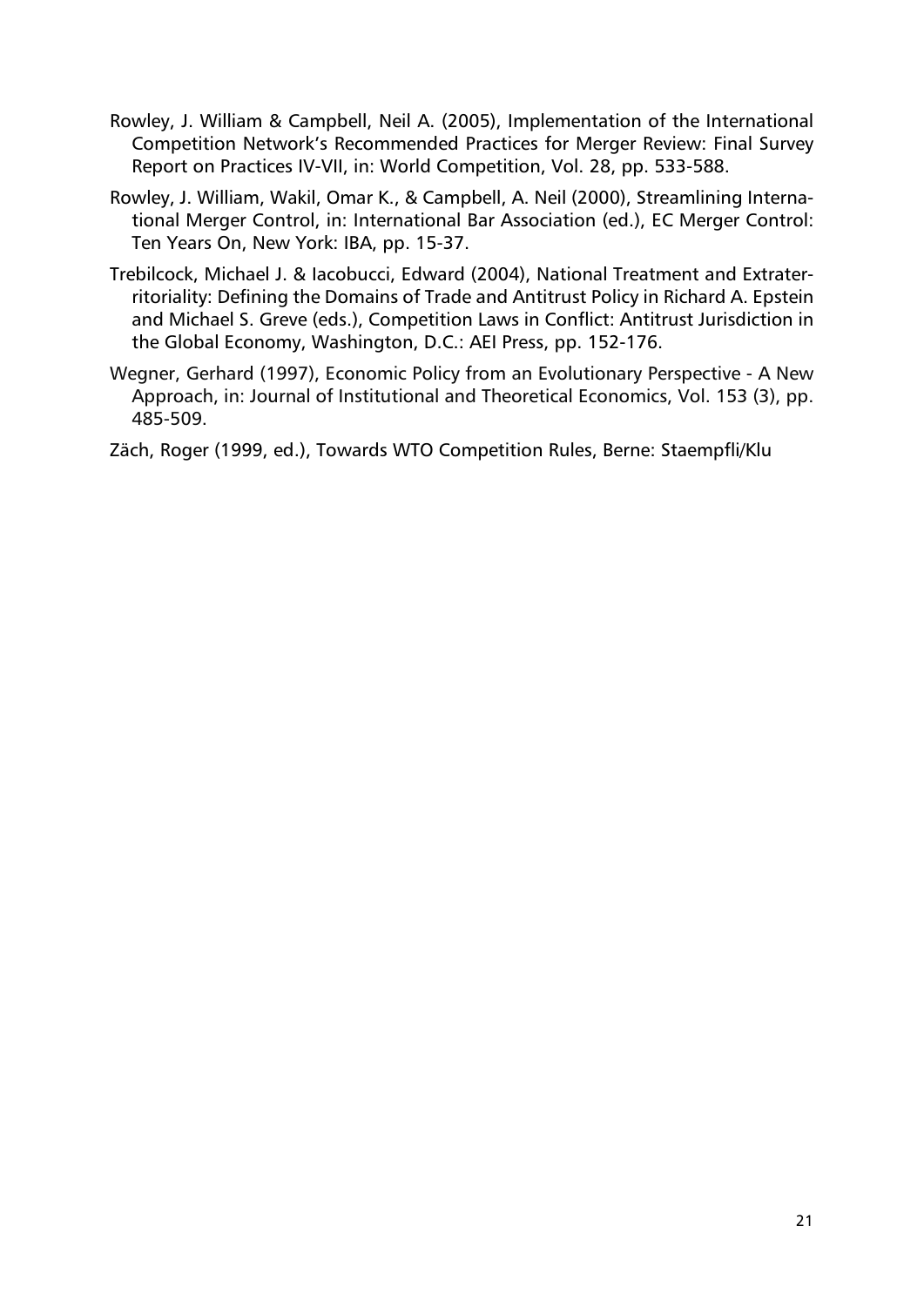Rowley, J. William & Campbell, Neil A. (2005), Implementation of the International Competition Network's Recommended Practices for Merger Review: Final Survey Report on Practices IV-VII, in: World Competition, Vol. 28, pp. 533-588.

Rowley, J. William, Wakil, Omar K., & Campbell, A. Neil (2000), Streamlining International Merger Control, in: International Bar Association (ed.), EC Merger Control: Ten Years On, New York: IBA, pp. 15-37.

Trebilcock, Michael J. & Iacobucci, Edward (2004), National Treatment and Extraterritoriality: Defining the Domains of Trade and Antitrust Policy in Richard A. Epstein and Michael S. Greve (eds.), Competition Laws in Conflict: Antitrust Jurisdiction in the Global Economy, Washington, D.C.: AEI Press, pp. 152-176.

Wegner, Gerhard (1997), Economic Policy from an Evolutionary Perspective - A New Approach, in: Journal of Institutional and Theoretical Economics, Vol. 153 (3), pp. 485-509.

Zäch, Roger (1999, ed.), Towards WTO Competition Rules, Berne: Staempfli/Klu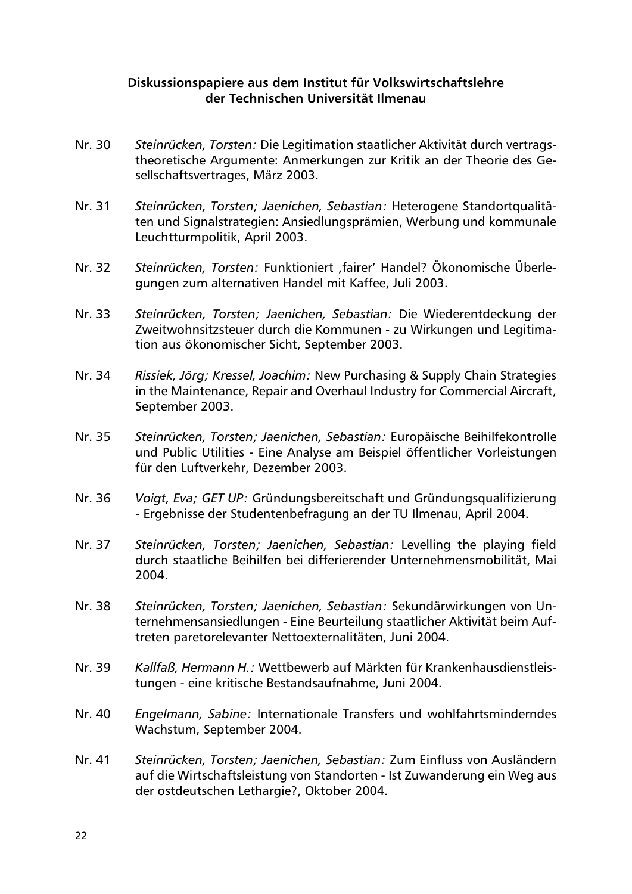**Diskussionspapiere aus dem Institut für Volkswirtschaftslehre der Technischen Universität Ilmenau**

Nr. 30 *Steinrücken, Torsten:* Die Legitimation staatlicher Aktivität durch vertragstheoretische Argumente: Anmerkungen zur Kritik an der Theorie des Gesellschaftsvertrages, März 2003.

Nr. 31 *Steinrücken, Torsten; Jaenichen, Sebastian:* Heterogene Standortqualitäten und Signalstrategien: Ansiedlungsprämien, Werbung und kommunale Leuchtturmpolitik, April 2003.

Nr. 32 *Steinrücken, Torsten:* Funktioniert ‚fairer' Handel? Ökonomische Überlegungen zum alternativen Handel mit Kaffee, Juli 2003.

Nr. 33 *Steinrücken, Torsten; Jaenichen, Sebastian:* Die Wiederentdeckung der Zweitwohnsitzsteuer durch die Kommunen - zu Wirkungen und Legitimation aus ökonomischer Sicht, September 2003.

Nr. 34 *Rissiek, Jörg; Kressel, Joachim:* New Purchasing & Supply Chain Strategies in the Maintenance, Repair and Overhaul Industry for Commercial Aircraft, September 2003.

Nr. 35 *Steinrücken, Torsten; Jaenichen, Sebastian:* Europäische Beihilfekontrolle und Public Utilities - Eine Analyse am Beispiel öffentlicher Vorleistungen für den Luftverkehr, Dezember 2003.

Nr. 36 *Voigt, Eva; GET UP:* Gründungsbereitschaft und Gründungsqualifizierung - Ergebnisse der Studentenbefragung an der TU Ilmenau, April 2004.

Nr. 37 *Steinrücken, Torsten; Jaenichen, Sebastian:* Levelling the playing field durch staatliche Beihilfen bei differierender Unternehmensmobilität, Mai 2004.

Nr. 38 *Steinrücken, Torsten; Jaenichen, Sebastian:* Sekundärwirkungen von Unternehmensansiedlungen - Eine Beurteilung staatlicher Aktivität beim Auftreten paretorelevanter Nettoexternalitäten, Juni 2004.

Nr. 39 *Kallfaß, Hermann H.:* Wettbewerb auf Märkten für Krankenhausdienstleistungen - eine kritische Bestandsaufnahme, Juni 2004.

Nr. 40 *Engelmann, Sabine:* Internationale Transfers und wohlfahrtsminderndes Wachstum, September 2004.

Nr. 41 *Steinrücken, Torsten; Jaenichen, Sebastian:* Zum Einfluss von Ausländern auf die Wirtschaftsleistung von Standorten - Ist Zuwanderung ein Weg aus der ostdeutschen Lethargie?, Oktober 2004.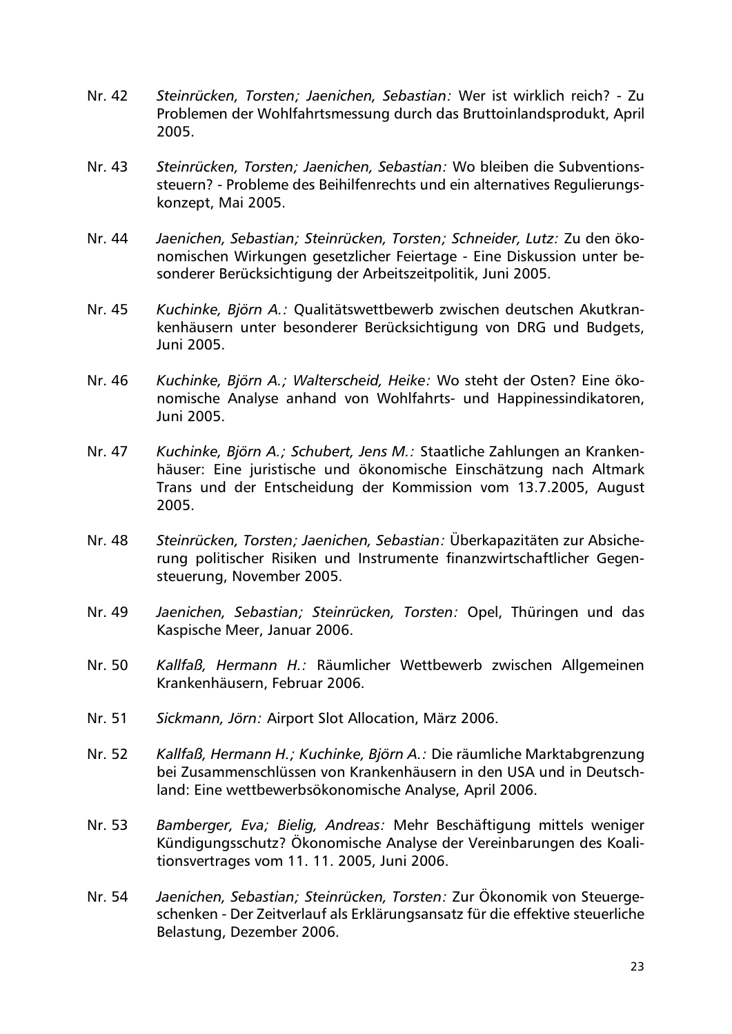Nr. 42 *Steinrücken, Torsten; Jaenichen, Sebastian:* Wer ist wirklich reich? - Zu Problemen der Wohlfahrtsmessung durch das Bruttoinlandsprodukt, April 2005.

Nr. 43 *Steinrücken, Torsten; Jaenichen, Sebastian:* Wo bleiben die Subventionssteuern? - Probleme des Beihilfenrechts und ein alternatives Regulierungskonzept, Mai 2005.

Nr. 44 *Jaenichen, Sebastian; Steinrücken, Torsten; Schneider, Lutz:* Zu den ökonomischen Wirkungen gesetzlicher Feiertage - Eine Diskussion unter besonderer Berücksichtigung der Arbeitszeitpolitik, Juni 2005.

Nr. 45 *Kuchinke, Björn A.:* Qualitätswettbewerb zwischen deutschen Akutkrankenhäusern unter besonderer Berücksichtigung von DRG und Budgets, Juni 2005.

Nr. 46 *Kuchinke, Björn A.; Walterscheid, Heike:* Wo steht der Osten? Eine ökonomische Analyse anhand von Wohlfahrts- und Happinessindikatoren, Juni 2005.

Nr. 47 *Kuchinke, Björn A.; Schubert, Jens M.:* Staatliche Zahlungen an Krankenhäuser: Eine juristische und ökonomische Einschätzung nach Altmark Trans und der Entscheidung der Kommission vom 13.7.2005, August 2005.

Nr. 48 *Steinrücken, Torsten; Jaenichen, Sebastian:* Überkapazitäten zur Absicherung politischer Risiken und Instrumente finanzwirtschaftlicher Gegensteuerung, November 2005.

Nr. 49 *Jaenichen, Sebastian; Steinrücken, Torsten:* Opel, Thüringen und das Kaspische Meer, Januar 2006.

Nr. 50 *Kallfaß, Hermann H.:* Räumlicher Wettbewerb zwischen Allgemeinen Krankenhäusern, Februar 2006.

Nr. 51 *Sickmann, Jörn:* Airport Slot Allocation, März 2006.

Nr. 52 *Kallfaß, Hermann H.; Kuchinke, Björn A.:* Die räumliche Marktabgrenzung bei Zusammenschlüssen von Krankenhäusern in den USA und in Deutschland: Eine wettbewerbsökonomische Analyse, April 2006.

Nr. 53 *Bamberger, Eva; Bielig, Andreas:* Mehr Beschäftigung mittels weniger Kündigungsschutz? Ökonomische Analyse der Vereinbarungen des Koalitionsvertrages vom 11. 11. 2005, Juni 2006.

Nr. 54 *Jaenichen, Sebastian; Steinrücken, Torsten:* Zur Ökonomik von Steuergeschenken - Der Zeitverlauf als Erklärungsansatz für die effektive steuerliche Belastung, Dezember 2006.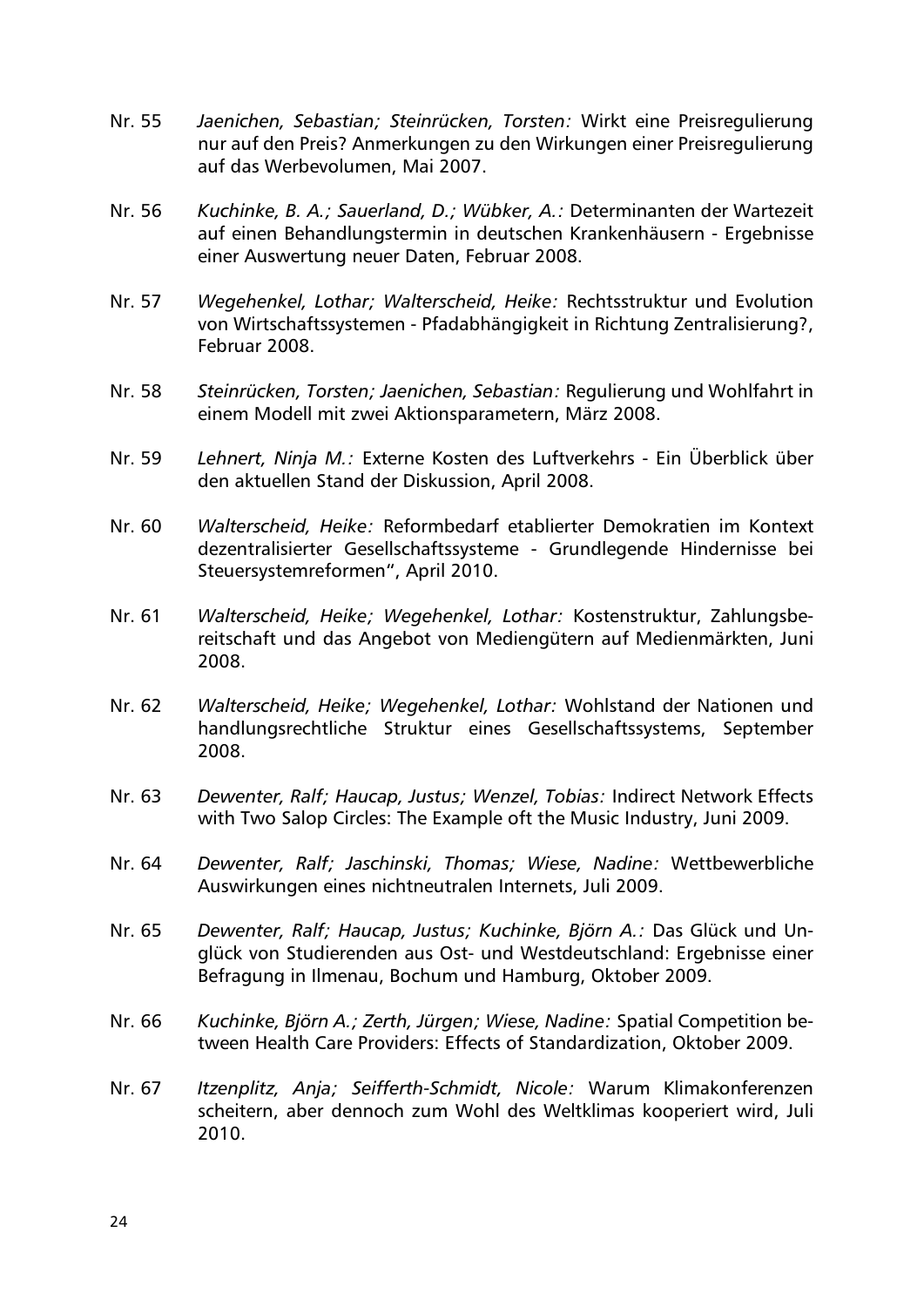Nr. 55 *Jaenichen, Sebastian; Steinrücken, Torsten:* Wirkt eine Preisregulierung nur auf den Preis? Anmerkungen zu den Wirkungen einer Preisregulierung auf das Werbevolumen, Mai 2007.

Nr. 56 *Kuchinke, B. A.; Sauerland, D.; Wübker, A.:* Determinanten der Wartezeit auf einen Behandlungstermin in deutschen Krankenhäusern - Ergebnisse einer Auswertung neuer Daten, Februar 2008.

Nr. 57 *Wegehenkel, Lothar; Walterscheid, Heike:* Rechtsstruktur und Evolution von Wirtschaftssystemen - Pfadabhängigkeit in Richtung Zentralisierung?, Februar 2008.

Nr. 58 *Steinrücken, Torsten; Jaenichen, Sebastian:* Regulierung und Wohlfahrt in einem Modell mit zwei Aktionsparametern, März 2008.

Nr. 59 *Lehnert, Ninja M.:* Externe Kosten des Luftverkehrs - Ein Überblick über den aktuellen Stand der Diskussion, April 2008.

Nr. 60 *Walterscheid, Heike:* Reformbedarf etablierter Demokratien im Kontext dezentralisierter Gesellschaftssysteme - Grundlegende Hindernisse bei Steuersystemreformen", April 2010.

Nr. 61 *Walterscheid, Heike; Wegehenkel, Lothar:* Kostenstruktur, Zahlungsbereitschaft und das Angebot von Mediengütern auf Medienmärkten, Juni 2008.

Nr. 62 *Walterscheid, Heike; Wegehenkel, Lothar:* Wohlstand der Nationen und handlungsrechtliche Struktur eines Gesellschaftssystems, September 2008.

Nr. 63 *Dewenter, Ralf; Haucap, Justus; Wenzel, Tobias:* Indirect Network Effects with Two Salop Circles: The Example oft the Music Industry, Juni 2009.

Nr. 64 *Dewenter, Ralf; Jaschinski, Thomas; Wiese, Nadine:* Wettbewerbliche Auswirkungen eines nichtneutralen Internets, Juli 2009.

Nr. 65 *Dewenter, Ralf; Haucap, Justus; Kuchinke, Björn A.:* Das Glück und Unglück von Studierenden aus Ost- und Westdeutschland: Ergebnisse einer Befragung in Ilmenau, Bochum und Hamburg, Oktober 2009.

Nr. 66 *Kuchinke, Björn A.; Zerth, Jürgen; Wiese, Nadine:* Spatial Competition between Health Care Providers: Effects of Standardization, Oktober 2009.

Nr. 67 *Itzenplitz, Anja; Seifferth-Schmidt, Nicole:* Warum Klimakonferenzen scheitern, aber dennoch zum Wohl des Weltklimas kooperiert wird, Juli 2010.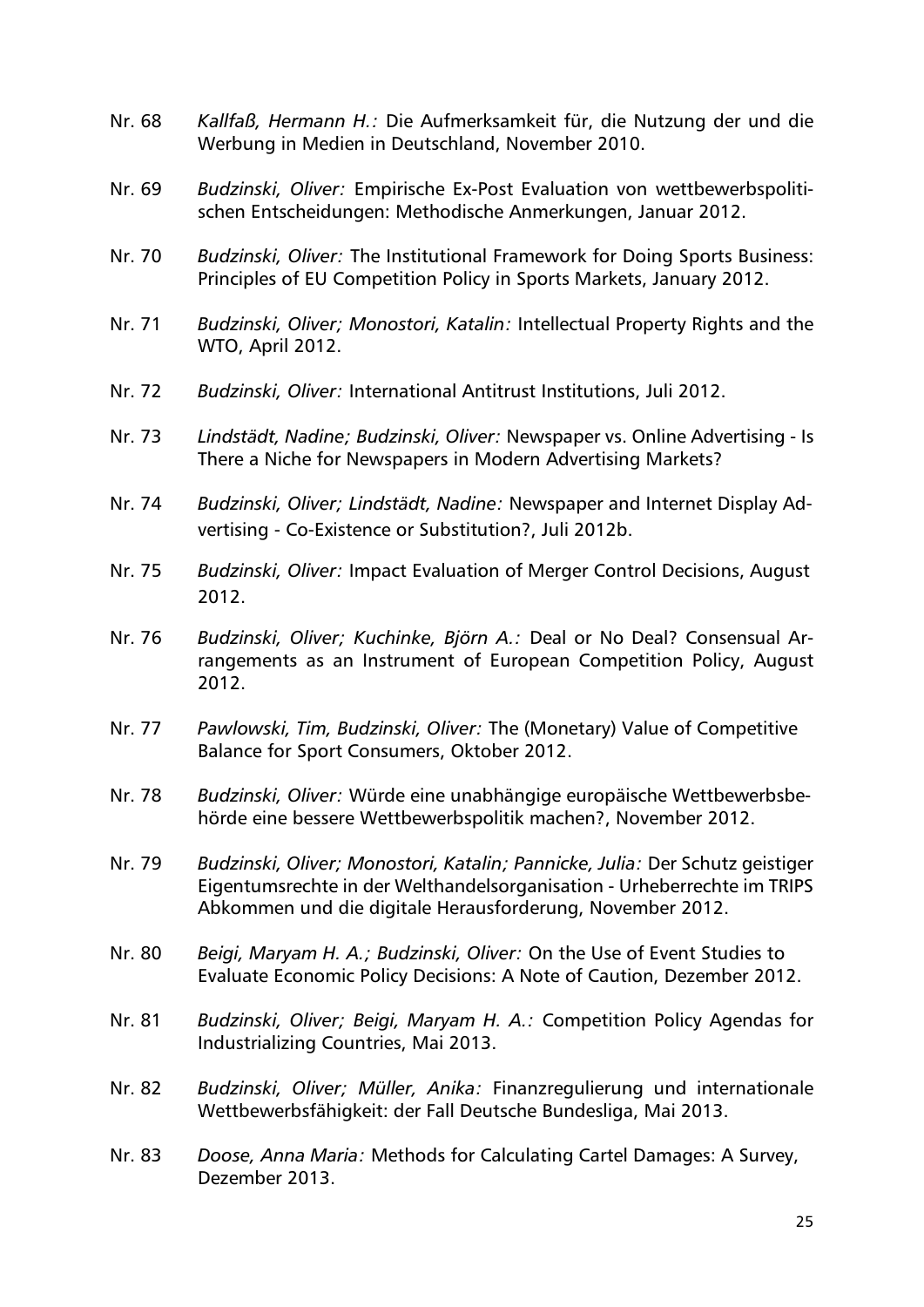Nr. 68 *Kallfaß, Hermann H.:* Die Aufmerksamkeit für, die Nutzung der und die Werbung in Medien in Deutschland, November 2010.

Nr. 69 *Budzinski, Oliver:* Empirische Ex-Post Evaluation von wettbewerbspolitischen Entscheidungen: Methodische Anmerkungen, Januar 2012.

Nr. 70 *Budzinski, Oliver:* The Institutional Framework for Doing Sports Business: Principles of EU Competition Policy in Sports Markets, January 2012.

Nr. 71 *Budzinski, Oliver; Monostori, Katalin:* Intellectual Property Rights and the WTO, April 2012.

Nr. 72 *Budzinski, Oliver:* International Antitrust Institutions, Juli 2012.

Nr. 73 *Lindstädt, Nadine; Budzinski, Oliver:* Newspaper vs. Online Advertising - Is There a Niche for Newspapers in Modern Advertising Markets?

Nr. 74 *Budzinski, Oliver; Lindstädt, Nadine:* Newspaper and Internet Display Advertising - Co-Existence or Substitution?, Juli 2012b.

Nr. 75 *Budzinski, Oliver:* Impact Evaluation of Merger Control Decisions, August 2012.

Nr. 76 *Budzinski, Oliver; Kuchinke, Björn A.:* Deal or No Deal? Consensual Arrangements as an Instrument of European Competition Policy, August 2012.

Nr. 77 *Pawlowski, Tim, Budzinski, Oliver:* The (Monetary) Value of Competitive Balance for Sport Consumers, Oktober 2012.

Nr. 78 *Budzinski, Oliver:* Würde eine unabhängige europäische Wettbewerbsbehörde eine bessere Wettbewerbspolitik machen?, November 2012.

Nr. 79 *Budzinski, Oliver; Monostori, Katalin; Pannicke, Julia:* Der Schutz geistiger Eigentumsrechte in der Welthandelsorganisation - Urheberrechte im TRIPS Abkommen und die digitale Herausforderung, November 2012.

Nr. 80 *Beigi, Maryam H. A.; Budzinski, Oliver:* On the Use of Event Studies to Evaluate Economic Policy Decisions: A Note of Caution, Dezember 2012.

Nr. 81 *Budzinski, Oliver; Beigi, Maryam H. A.:* Competition Policy Agendas for Industrializing Countries, Mai 2013.

Nr. 82 *Budzinski, Oliver; Müller, Anika:* Finanzregulierung und internationale Wettbewerbsfähigkeit: der Fall Deutsche Bundesliga, Mai 2013.

Nr. 83 *Doose, Anna Maria:* Methods for Calculating Cartel Damages: A Survey, Dezember 2013.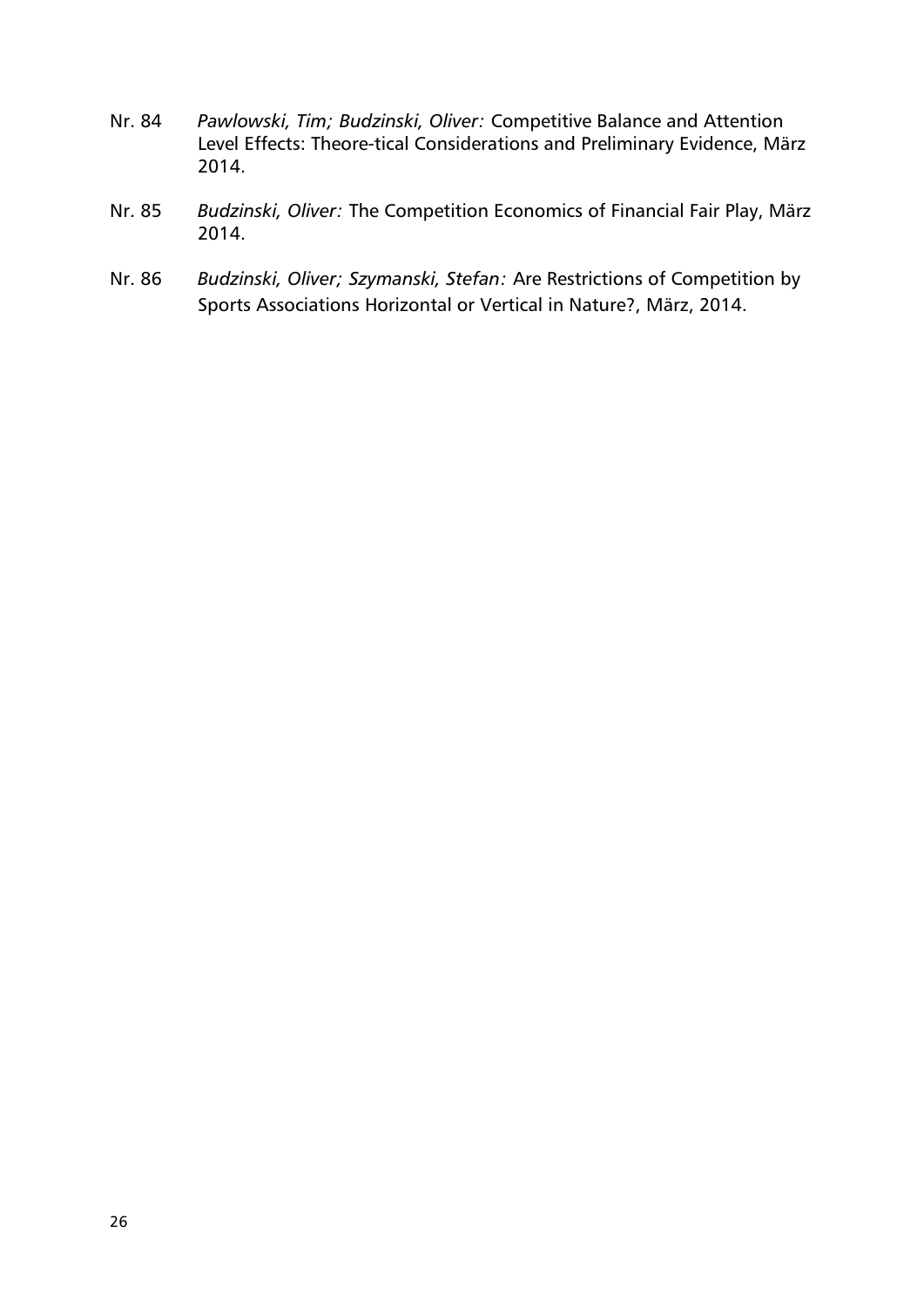Nr. 84 *Pawlowski, Tim; Budzinski, Oliver:* Competitive Balance and Attention Level Effects: Theore-tical Considerations and Preliminary Evidence, März 2014.

Nr. 85 *Budzinski, Oliver:* The Competition Economics of Financial Fair Play, März 2014.

Nr. 86 *Budzinski, Oliver; Szymanski, Stefan:* Are Restrictions of Competition by Sports Associations Horizontal or Vertical in Nature?, März, 2014.